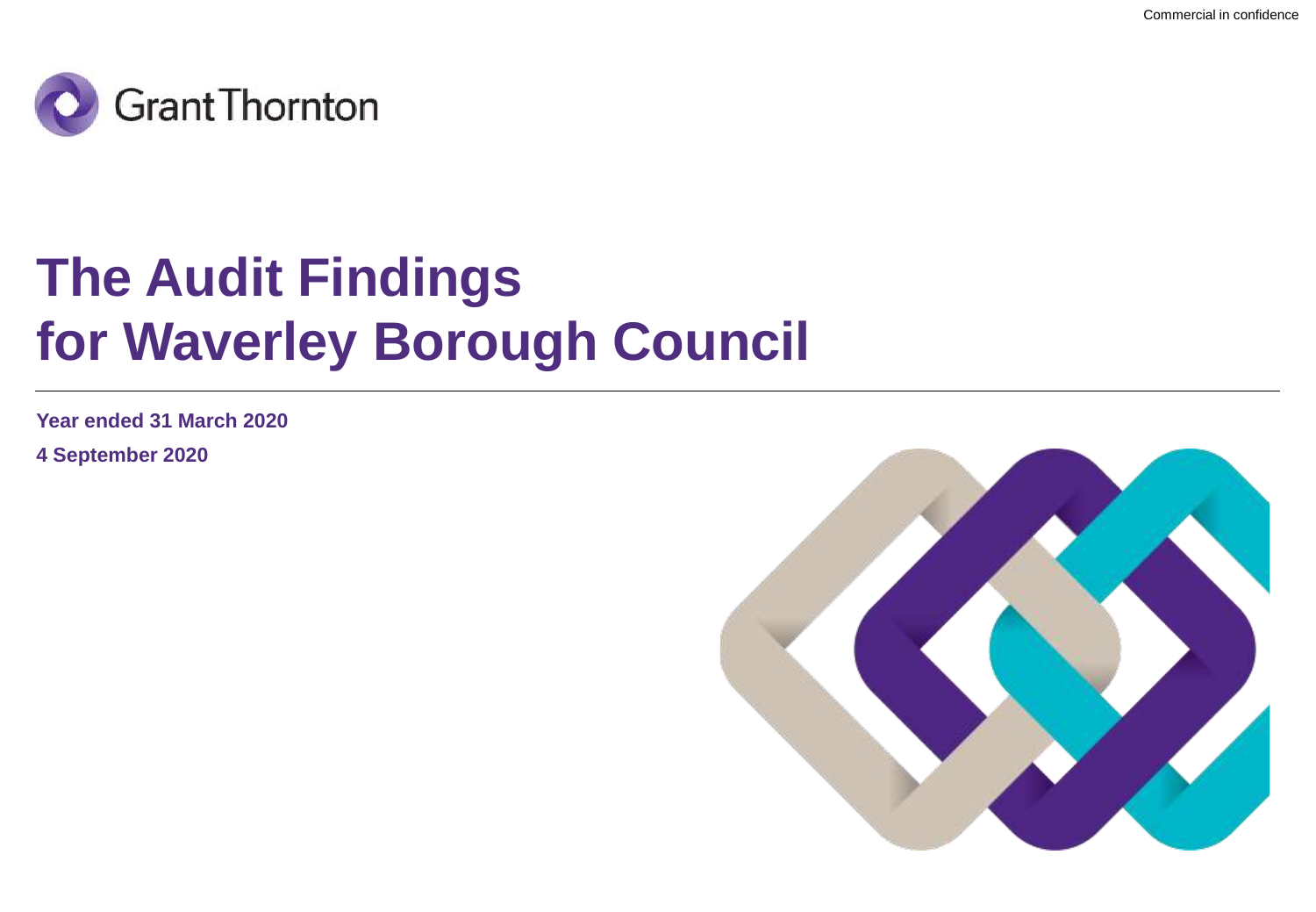Commercial in confidence

Grant Thornton

# The Audit Findings for Waverley Borough Council

**Year ended 31 March 2020**

**4 September 2020**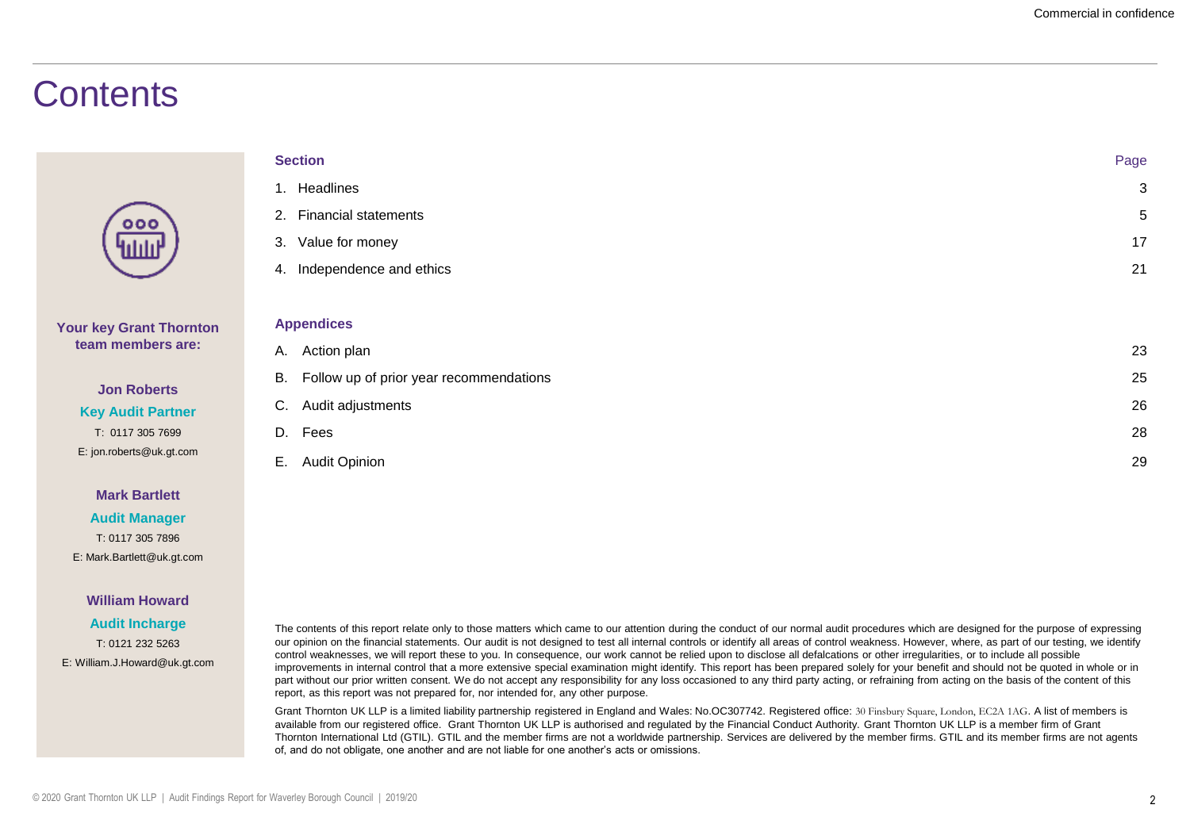# Contents

| Section | Page |
| --- | --- |
| 1. Headlines | 3 |
| 2. Financial statements | 5 |
| 3. Value for money | 17 |
| 4. Independence and ethics | 21 |

| Appendices | |
| --- | --- |
| A. Action plan | 23 |
| B. Follow up of prior year recommendations | 25 |
| C. Audit adjustments | 26 |
| D. Fees | 28 |
| E. Audit Opinion | 29 |

**Your key Grant Thornton team members are:**

**Jon Roberts**
**Key Audit Partner**
T: 0117 305 7699
E: jon.roberts@uk.gt.com

**Mark Bartlett**
**Audit Manager**
T: 0117 305 7896
E: Mark.Bartlett@uk.gt.com

**William Howard**
**Audit Incharge**
T: 0121 232 5263
E: William.J.Howard@uk.gt.com

The contents of this report relate only to those matters which came to our attention during the conduct of our normal audit procedures which are designed for the purpose of expressing our opinion on the financial statements. Our audit is not designed to test all internal controls or identify all areas of control weakness. However, where, as part of our testing, we identify control weaknesses, we will report these to you. In consequence, our work cannot be relied upon to disclose all defalcations or other irregularities, or to include all possible improvements in internal control that a more extensive special examination might identify. This report has been prepared solely for your benefit and should not be quoted in whole or in part without our prior written consent. We do not accept any responsibility for any loss occasioned to any third party acting, or refraining from acting on the basis of the content of this report, as this report was not prepared for, nor intended for, any other purpose.

Grant Thornton UK LLP is a limited liability partnership registered in England and Wales: No.OC307742. Registered office: 30 Finsbury Square, London, EC2A 1AG. A list of members is available from our registered office. Grant Thornton UK LLP is authorised and regulated by the Financial Conduct Authority. Grant Thornton UK LLP is a member firm of Grant Thornton International Ltd (GTIL). GTIL and the member firms are not a worldwide partnership. Services are delivered by the member firms. GTIL and its member firms are not agents of, and do not obligate, one another and are not liable for one another's acts or omissions.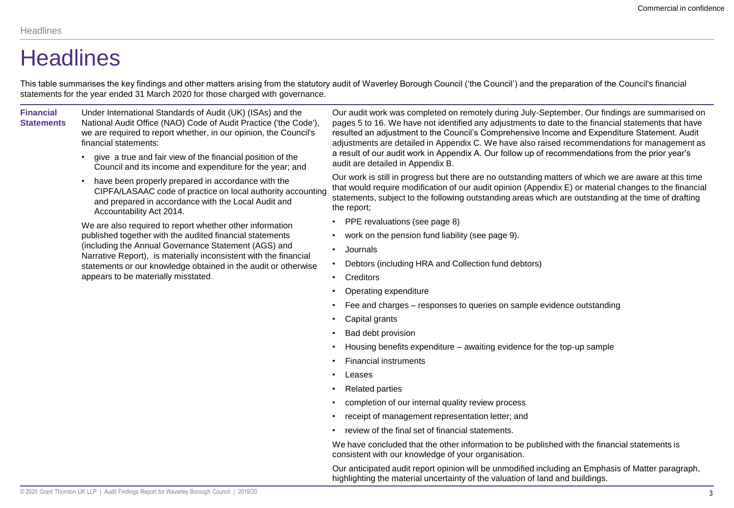# Headlines

This table summarises the key findings and other matters arising from the statutory audit of Waverley Borough Council ('the Council') and the preparation of the Council's financial statements for the year ended 31 March 2020 for those charged with governance.

**Financial Statements**

Under International Standards of Audit (UK) (ISAs) and the National Audit Office (NAO) Code of Audit Practice ('the Code'), we are required to report whether, in our opinion, the Council's financial statements:

- give a true and fair view of the financial position of the Council and its income and expenditure for the year; and
- have been properly prepared in accordance with the CIPFA/LASAAC code of practice on local authority accounting and prepared in accordance with the Local Audit and Accountability Act 2014.

We are also required to report whether other information published together with the audited financial statements (including the Annual Governance Statement (AGS) and Narrative Report), is materially inconsistent with the financial statements or our knowledge obtained in the audit or otherwise appears to be materially misstated.

Our audit work was completed on remotely during July-September. Our findings are summarised on pages 5 to 16. We have not identified any adjustments to date to the financial statements that have resulted an adjustment to the Council's Comprehensive Income and Expenditure Statement. Audit adjustments are detailed in Appendix C. We have also raised recommendations for management as a result of our audit work in Appendix A. Our follow up of recommendations from the prior year's audit are detailed in Appendix B.

Our work is still in progress but there are no outstanding matters of which we are aware at this time that would require modification of our audit opinion (Appendix E) or material changes to the financial statements, subject to the following outstanding areas which are outstanding at the time of drafting the report;

- PPE revaluations (see page 8)
- work on the pension fund liability (see page 9).
- Journals
- Debtors (including HRA and Collection fund debtors)
- Creditors
- Operating expenditure
- Fee and charges – responses to queries on sample evidence outstanding
- Capital grants
- Bad debt provision
- Housing benefits expenditure – awaiting evidence for the top-up sample
- Financial instruments
- Leases
- Related parties
- completion of our internal quality review process
- receipt of management representation letter; and
- review of the final set of financial statements.

We have concluded that the other information to be published with the financial statements is consistent with our knowledge of your organisation.

Our anticipated audit report opinion will be unmodified including an Emphasis of Matter paragraph, highlighting the material uncertainty of the valuation of land and buildings.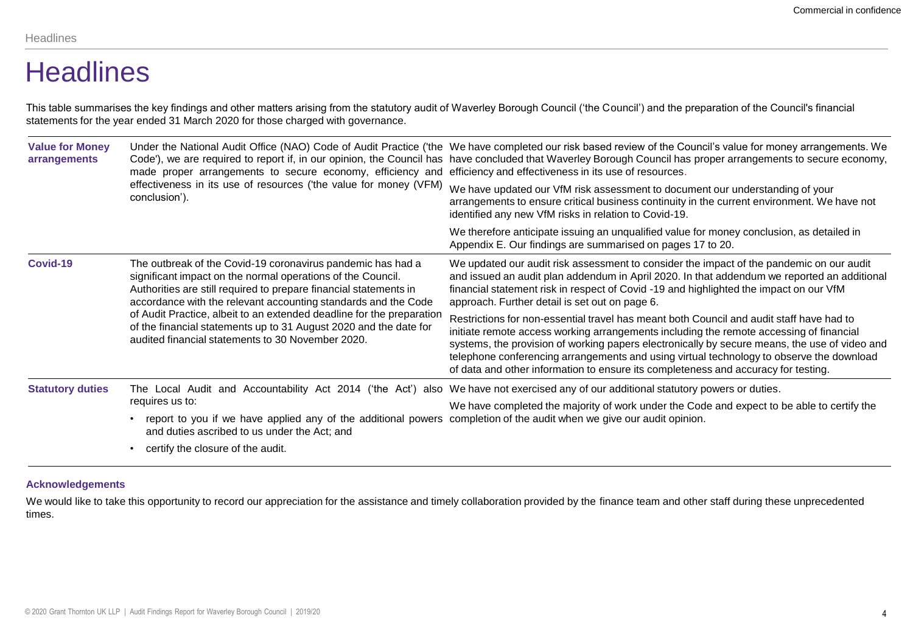# Headlines

This table summarises the key findings and other matters arising from the statutory audit of Waverley Borough Council ('the Council') and the preparation of the Council's financial statements for the year ended 31 March 2020 for those charged with governance.

| | | |
|---|---|---|
| **Value for Money arrangements** | Under the National Audit Office (NAO) Code of Audit Practice ('the Code'), we are required to report if, in our opinion, the Council has made proper arrangements to secure economy, efficiency and effectiveness in its use of resources ('the value for money (VFM) conclusion'). | We have completed our risk based review of the Council's value for money arrangements. We have concluded that Waverley Borough Council has proper arrangements to secure economy, efficiency and effectiveness in its use of resources.<br><br>We have updated our VfM risk assessment to document our understanding of your arrangements to ensure critical business continuity in the current environment. We have not identified any new VfM risks in relation to Covid-19.<br><br>We therefore anticipate issuing an unqualified value for money conclusion, as detailed in Appendix E. Our findings are summarised on pages 17 to 20. |
| **Covid-19** | The outbreak of the Covid-19 coronavirus pandemic has had a significant impact on the normal operations of the Council. Authorities are still required to prepare financial statements in accordance with the relevant accounting standards and the Code of Audit Practice, albeit to an extended deadline for the preparation of the financial statements up to 31 August 2020 and the date for audited financial statements to 30 November 2020. | We updated our audit risk assessment to consider the impact of the pandemic on our audit and issued an audit plan addendum in April 2020. In that addendum we reported an additional financial statement risk in respect of Covid -19 and highlighted the impact on our VfM approach. Further detail is set out on page 6.<br><br>Restrictions for non-essential travel has meant both Council and audit staff have had to initiate remote access working arrangements including the remote accessing of financial systems, the provision of working papers electronically by secure means, the use of video and telephone conferencing arrangements and using virtual technology to observe the download of data and other information to ensure its completeness and accuracy for testing. |
| **Statutory duties** | The Local Audit and Accountability Act 2014 ('the Act') also requires us to:<br>• report to you if we have applied any of the additional powers and duties ascribed to us under the Act; and<br>• certify the closure of the audit. | We have not exercised any of our additional statutory powers or duties.<br><br>We have completed the majority of work under the Code and expect to be able to certify the completion of the audit when we give our audit opinion. |

**Acknowledgements**

We would like to take this opportunity to record our appreciation for the assistance and timely collaboration provided by the finance team and other staff during these unprecedented times.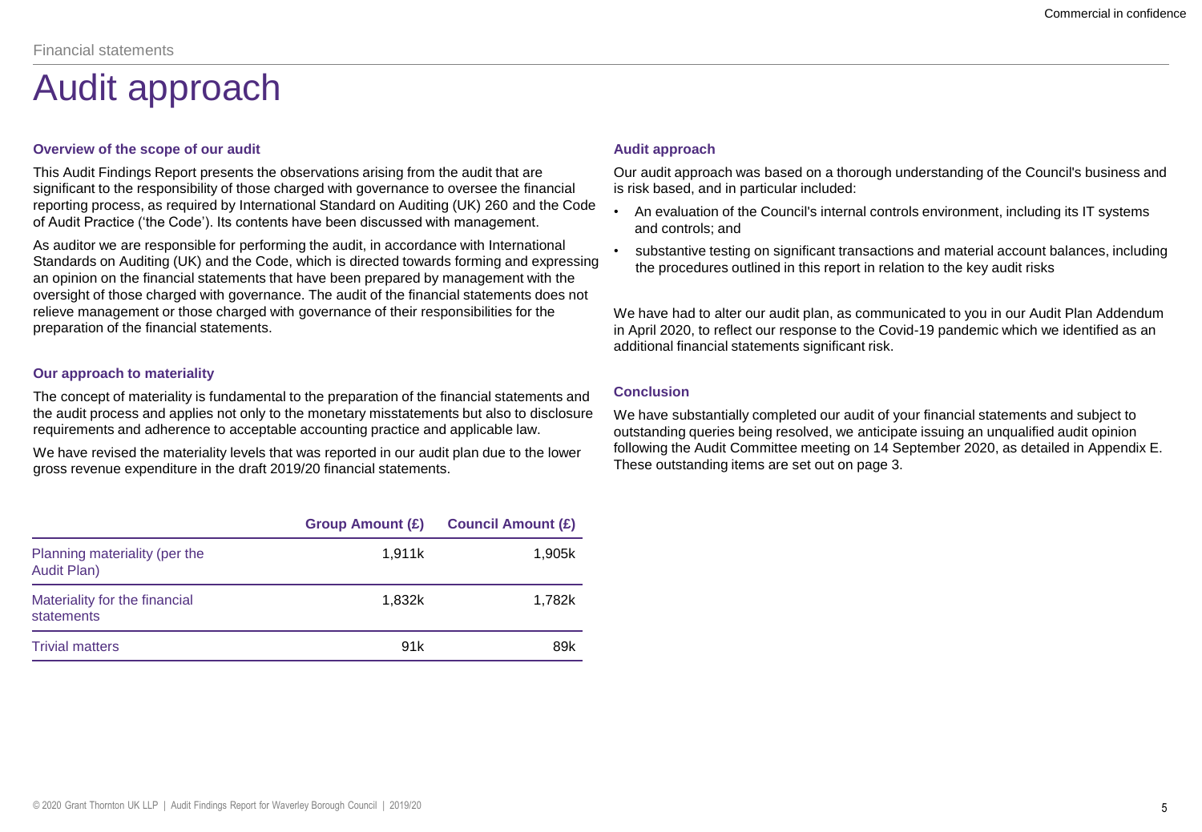Financial statements

# Audit approach

### Overview of the scope of our audit

This Audit Findings Report presents the observations arising from the audit that are significant to the responsibility of those charged with governance to oversee the financial reporting process, as required by International Standard on Auditing (UK) 260 and the Code of Audit Practice ('the Code'). Its contents have been discussed with management.

As auditor we are responsible for performing the audit, in accordance with International Standards on Auditing (UK) and the Code, which is directed towards forming and expressing an opinion on the financial statements that have been prepared by management with the oversight of those charged with governance. The audit of the financial statements does not relieve management or those charged with governance of their responsibilities for the preparation of the financial statements.

### Our approach to materiality

The concept of materiality is fundamental to the preparation of the financial statements and the audit process and applies not only to the monetary misstatements but also to disclosure requirements and adherence to acceptable accounting practice and applicable law.

We have revised the materiality levels that was reported in our audit plan due to the lower gross revenue expenditure in the draft 2019/20 financial statements.

| | Group Amount (£) | Council Amount (£) |
|---|---|---|
| Planning materiality (per the Audit Plan) | 1,911k | 1,905k |
| Materiality for the financial statements | 1,832k | 1,782k |
| Trivial matters | 91k | 89k |

### Audit approach

Our audit approach was based on a thorough understanding of the Council's business and is risk based, and in particular included:

- An evaluation of the Council's internal controls environment, including its IT systems and controls; and
- substantive testing on significant transactions and material account balances, including the procedures outlined in this report in relation to the key audit risks

We have had to alter our audit plan, as communicated to you in our Audit Plan Addendum in April 2020, to reflect our response to the Covid-19 pandemic which we identified as an additional financial statements significant risk.

### Conclusion

We have substantially completed our audit of your financial statements and subject to outstanding queries being resolved, we anticipate issuing an unqualified audit opinion following the Audit Committee meeting on 14 September 2020, as detailed in Appendix E. These outstanding items are set out on page 3.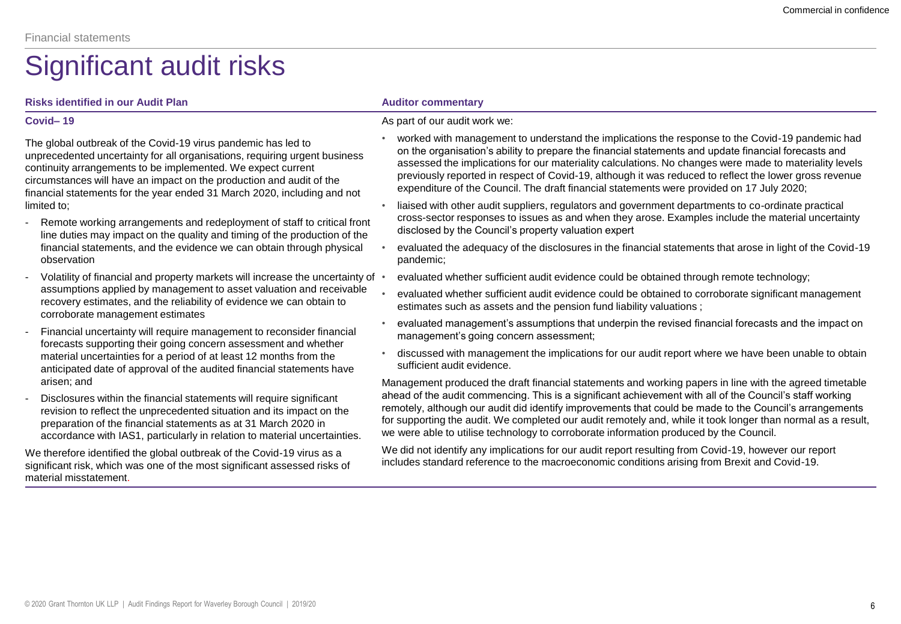Financial statements

# Significant audit risks

| Risks identified in our Audit Plan | Auditor commentary |
| --- | --- |
| **Covid– 19**<br><br>The global outbreak of the Covid-19 virus pandemic has led to unprecedented uncertainty for all organisations, requiring urgent business continuity arrangements to be implemented. We expect current circumstances will have an impact on the production and audit of the financial statements for the year ended 31 March 2020, including and not limited to;<br><br>- Remote working arrangements and redeployment of staff to critical front line duties may impact on the quality and timing of the production of the financial statements, and the evidence we can obtain through physical observation<br>- Volatility of financial and property markets will increase the uncertainty of assumptions applied by management to asset valuation and receivable recovery estimates, and the reliability of evidence we can obtain to corroborate management estimates<br>- Financial uncertainty will require management to reconsider financial forecasts supporting their going concern assessment and whether material uncertainties for a period of at least 12 months from the anticipated date of approval of the audited financial statements have arisen; and<br>- Disclosures within the financial statements will require significant revision to reflect the unprecedented situation and its impact on the preparation of the financial statements as at 31 March 2020 in accordance with IAS1, particularly in relation to material uncertainties.<br><br>We therefore identified the global outbreak of the Covid-19 virus as a significant risk, which was one of the most significant assessed risks of material misstatement. | As part of our audit work we:<br><br>• worked with management to understand the implications the response to the Covid-19 pandemic had on the organisation's ability to prepare the financial statements and update financial forecasts and assessed the implications for our materiality calculations. No changes were made to materiality levels previously reported in respect of Covid-19, although it was reduced to reflect the lower gross revenue expenditure of the Council. The draft financial statements were provided on 17 July 2020;<br>• liaised with other audit suppliers, regulators and government departments to co-ordinate practical cross-sector responses to issues as and when they arose. Examples include the material uncertainty disclosed by the Council's property valuation expert<br>• evaluated the adequacy of the disclosures in the financial statements that arose in light of the Covid-19 pandemic;<br>• evaluated whether sufficient audit evidence could be obtained through remote technology;<br>• evaluated whether sufficient audit evidence could be obtained to corroborate significant management estimates such as assets and the pension fund liability valuations ;<br>• evaluated management's assumptions that underpin the revised financial forecasts and the impact on management's going concern assessment;<br>• discussed with management the implications for our audit report where we have been unable to obtain sufficient audit evidence.<br><br>Management produced the draft financial statements and working papers in line with the agreed timetable ahead of the audit commencing. This is a significant achievement with all of the Council's staff working remotely, although our audit did identify improvements that could be made to the Council's arrangements for supporting the audit. We completed our audit remotely and, while it took longer than normal as a result, we were able to utilise technology to corroborate information produced by the Council.<br><br>We did not identify any implications for our audit report resulting from Covid-19, however our report includes standard reference to the macroeconomic conditions arising from Brexit and Covid-19. |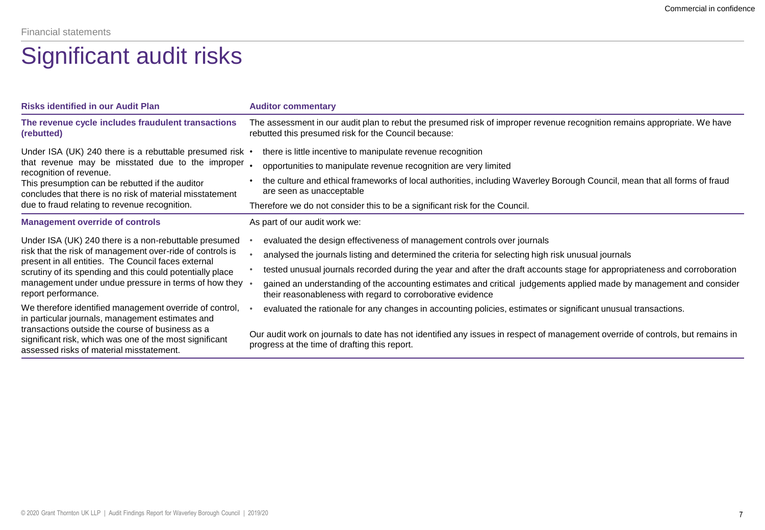Financial statements

# Significant audit risks

| Risks identified in our Audit Plan | Auditor commentary |
|---|---|
| **The revenue cycle includes fraudulent transactions (rebutted)**<br><br>Under ISA (UK) 240 there is a rebuttable presumed risk that revenue may be misstated due to the improper recognition of revenue.<br>This presumption can be rebutted if the auditor concludes that there is no risk of material misstatement due to fraud relating to revenue recognition. | The assessment in our audit plan to rebut the presumed risk of improper revenue recognition remains appropriate. We have rebutted this presumed risk for the Council because:<br>• there is little incentive to manipulate revenue recognition<br>• opportunities to manipulate revenue recognition are very limited<br>• the culture and ethical frameworks of local authorities, including Waverley Borough Council, mean that all forms of fraud are seen as unacceptable<br><br>Therefore we do not consider this to be a significant risk for the Council. |
| **Management override of controls**<br><br>Under ISA (UK) 240 there is a non-rebuttable presumed risk that the risk of management over-ride of controls is present in all entities. The Council faces external scrutiny of its spending and this could potentially place management under undue pressure in terms of how they report performance.<br><br>We therefore identified management override of control, in particular journals, management estimates and transactions outside the course of business as a significant risk, which was one of the most significant assessed risks of material misstatement. | As part of our audit work we:<br>• evaluated the design effectiveness of management controls over journals<br>• analysed the journals listing and determined the criteria for selecting high risk unusual journals<br>• tested unusual journals recorded during the year and after the draft accounts stage for appropriateness and corroboration<br>• gained an understanding of the accounting estimates and critical judgements applied made by management and consider their reasonableness with regard to corroborative evidence<br>• evaluated the rationale for any changes in accounting policies, estimates or significant unusual transactions.<br><br>Our audit work on journals to date has not identified any issues in respect of management override of controls, but remains in progress at the time of drafting this report. |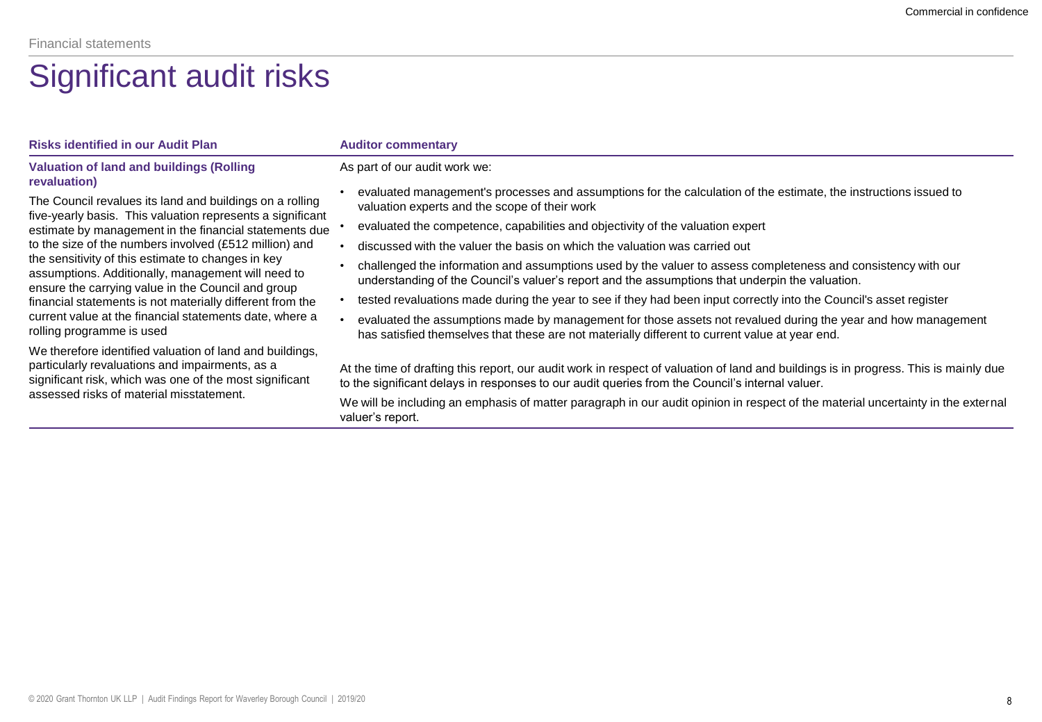Financial statements

# Significant audit risks

| Risks identified in our Audit Plan | Auditor commentary |
| --- | --- |
| **Valuation of land and buildings (Rolling revaluation)**<br><br>The Council revalues its land and buildings on a rolling five-yearly basis. This valuation represents a significant estimate by management in the financial statements due to the size of the numbers involved (£512 million) and the sensitivity of this estimate to changes in key assumptions. Additionally, management will need to ensure the carrying value in the Council and group financial statements is not materially different from the current value at the financial statements date, where a rolling programme is used<br><br>We therefore identified valuation of land and buildings, particularly revaluations and impairments, as a significant risk, which was one of the most significant assessed risks of material misstatement. | As part of our audit work we:<br><br>• evaluated management's processes and assumptions for the calculation of the estimate, the instructions issued to valuation experts and the scope of their work<br>• evaluated the competence, capabilities and objectivity of the valuation expert<br>• discussed with the valuer the basis on which the valuation was carried out<br>• challenged the information and assumptions used by the valuer to assess completeness and consistency with our understanding of the Council's valuer's report and the assumptions that underpin the valuation.<br>• tested revaluations made during the year to see if they had been input correctly into the Council's asset register<br>• evaluated the assumptions made by management for those assets not revalued during the year and how management has satisfied themselves that these are not materially different to current value at year end.<br><br>At the time of drafting this report, our audit work in respect of valuation of land and buildings is in progress. This is mainly due to the significant delays in responses to our audit queries from the Council's internal valuer.<br><br>We will be including an emphasis of matter paragraph in our audit opinion in respect of the material uncertainty in the external valuer's report. |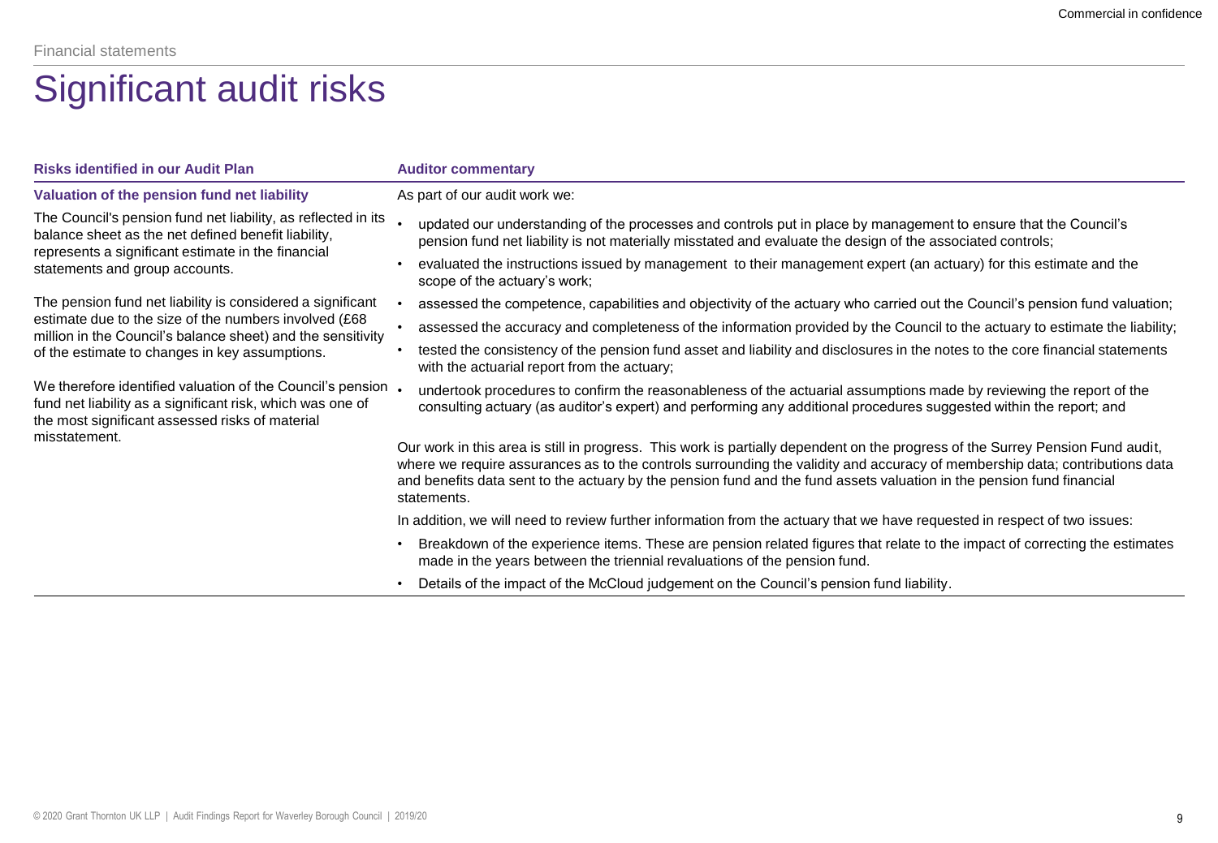Financial statements

# Significant audit risks

| Risks identified in our Audit Plan | Auditor commentary |
| --- | --- |
| **Valuation of the pension fund net liability**<br><br>The Council's pension fund net liability, as reflected in its balance sheet as the net defined benefit liability, represents a significant estimate in the financial statements and group accounts.<br><br>The pension fund net liability is considered a significant estimate due to the size of the numbers involved (£68 million in the Council's balance sheet) and the sensitivity of the estimate to changes in key assumptions.<br><br>We therefore identified valuation of the Council's pension fund net liability as a significant risk, which was one of the most significant assessed risks of material misstatement. | As part of our audit work we:<br><br>• updated our understanding of the processes and controls put in place by management to ensure that the Council's pension fund net liability is not materially misstated and evaluate the design of the associated controls;<br>• evaluated the instructions issued by management to their management expert (an actuary) for this estimate and the scope of the actuary's work;<br>• assessed the competence, capabilities and objectivity of the actuary who carried out the Council's pension fund valuation;<br>• assessed the accuracy and completeness of the information provided by the Council to the actuary to estimate the liability;<br>• tested the consistency of the pension fund asset and liability and disclosures in the notes to the core financial statements with the actuarial report from the actuary;<br>• undertook procedures to confirm the reasonableness of the actuarial assumptions made by reviewing the report of the consulting actuary (as auditor's expert) and performing any additional procedures suggested within the report; and<br><br>Our work in this area is still in progress. This work is partially dependent on the progress of the Surrey Pension Fund audit, where we require assurances as to the controls surrounding the validity and accuracy of membership data; contributions data and benefits data sent to the actuary by the pension fund and the fund assets valuation in the pension fund financial statements.<br><br>In addition, we will need to review further information from the actuary that we have requested in respect of two issues:<br><br>• Breakdown of the experience items. These are pension related figures that relate to the impact of correcting the estimates made in the years between the triennial revaluations of the pension fund.<br>• Details of the impact of the McCloud judgement on the Council's pension fund liability. |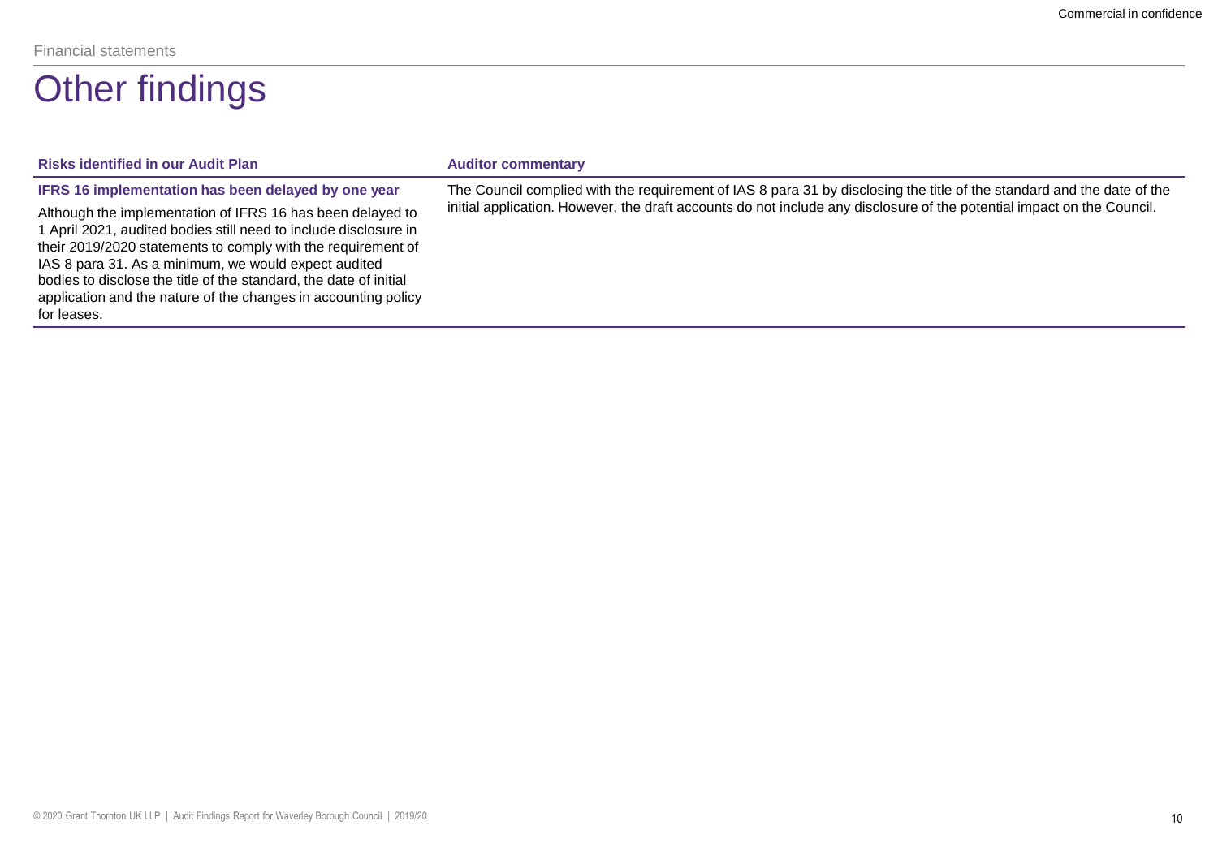Financial statements

# Other findings

| Risks identified in our Audit Plan | Auditor commentary |
| --- | --- |
| **IFRS 16 implementation has been delayed by one year**<br><br>Although the implementation of IFRS 16 has been delayed to 1 April 2021, audited bodies still need to include disclosure in their 2019/2020 statements to comply with the requirement of IAS 8 para 31. As a minimum, we would expect audited bodies to disclose the title of the standard, the date of initial application and the nature of the changes in accounting policy for leases. | The Council complied with the requirement of IAS 8 para 31 by disclosing the title of the standard and the date of the initial application. However, the draft accounts do not include any disclosure of the potential impact on the Council. |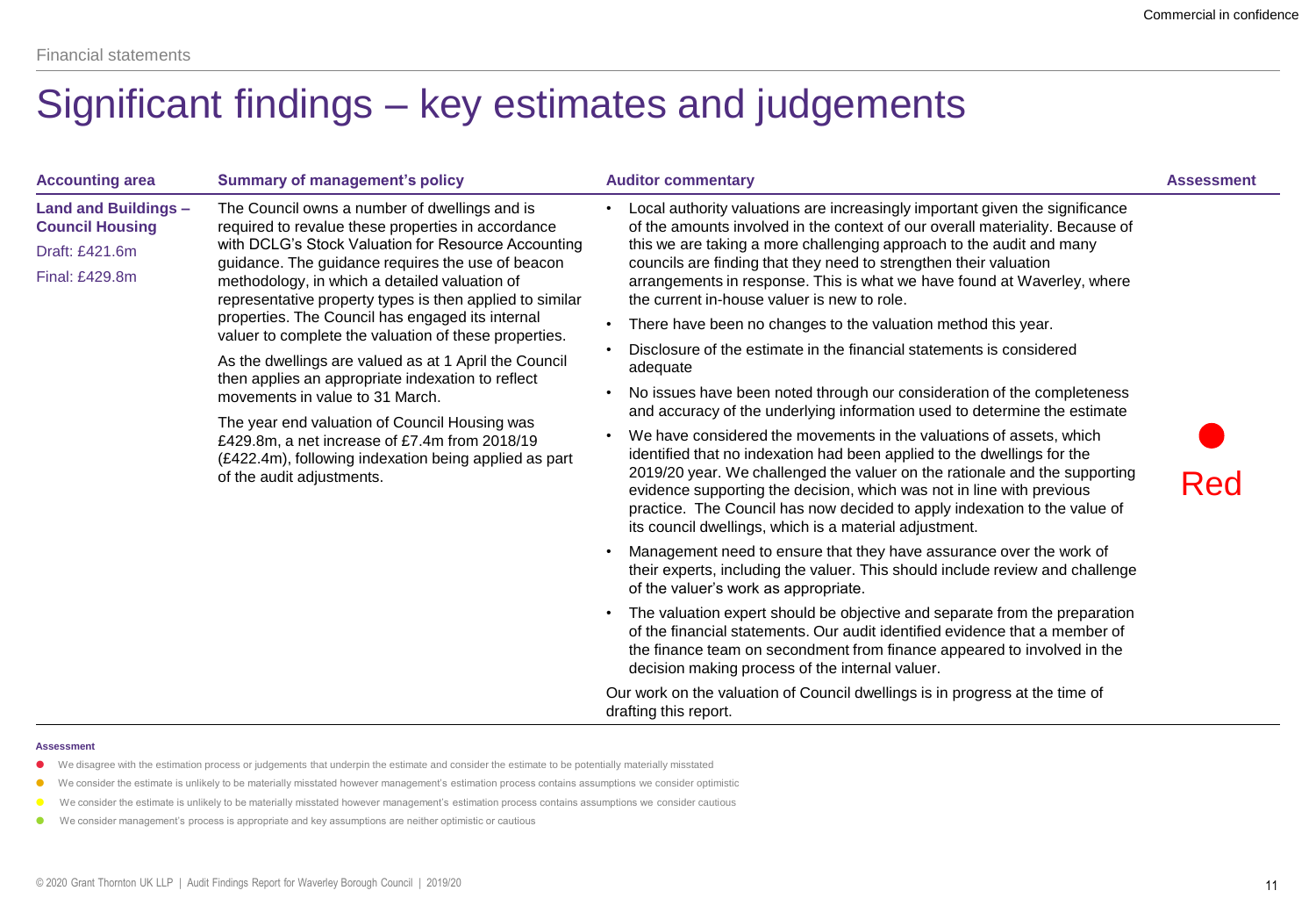Financial statements

# Significant findings – key estimates and judgements

| Accounting area | Summary of management's policy | Auditor commentary | Assessment |
|---|---|---|---|
| **Land and Buildings – Council Housing**<br>Draft: £421.6m<br>Final: £429.8m | The Council owns a number of dwellings and is required to revalue these properties in accordance with DCLG's Stock Valuation for Resource Accounting guidance. The guidance requires the use of beacon methodology, in which a detailed valuation of representative property types is then applied to similar properties. The Council has engaged its internal valuer to complete the valuation of these properties.<br><br>As the dwellings are valued as at 1 April the Council then applies an appropriate indexation to reflect movements in value to 31 March.<br><br>The year end valuation of Council Housing was £429.8m, a net increase of £7.4m from 2018/19 (£422.4m), following indexation being applied as part of the audit adjustments. | • Local authority valuations are increasingly important given the significance of the amounts involved in the context of our overall materiality. Because of this we are taking a more challenging approach to the audit and many councils are finding that they need to strengthen their valuation arrangements in response. This is what we have found at Waverley, where the current in-house valuer is new to role.<br>• There have been no changes to the valuation method this year.<br>• Disclosure of the estimate in the financial statements is considered adequate<br>• No issues have been noted through our consideration of the completeness and accuracy of the underlying information used to determine the estimate<br>• We have considered the movements in the valuations of assets, which identified that no indexation had been applied to the dwellings for the 2019/20 year. We challenged the valuer on the rationale and the supporting evidence supporting the decision, which was not in line with previous practice. The Council has now decided to apply indexation to the value of its council dwellings, which is a material adjustment.<br>• Management need to ensure that they have assurance over the work of their experts, including the valuer. This should include review and challenge of the valuer's work as appropriate.<br>• The valuation expert should be objective and separate from the preparation of the financial statements. Our audit identified evidence that a member of the finance team on secondment from finance appeared to involved in the decision making process of the internal valuer.<br><br>Our work on the valuation of Council dwellings is in progress at the time of drafting this report. | ● Red |

**Assessment**

- ● We disagree with the estimation process or judgements that underpin the estimate and consider the estimate to be potentially materially misstated
- ● We consider the estimate is unlikely to be materially misstated however management's estimation process contains assumptions we consider optimistic
- ● We consider the estimate is unlikely to be materially misstated however management's estimation process contains assumptions we consider cautious
- ● We consider management's process is appropriate and key assumptions are neither optimistic or cautious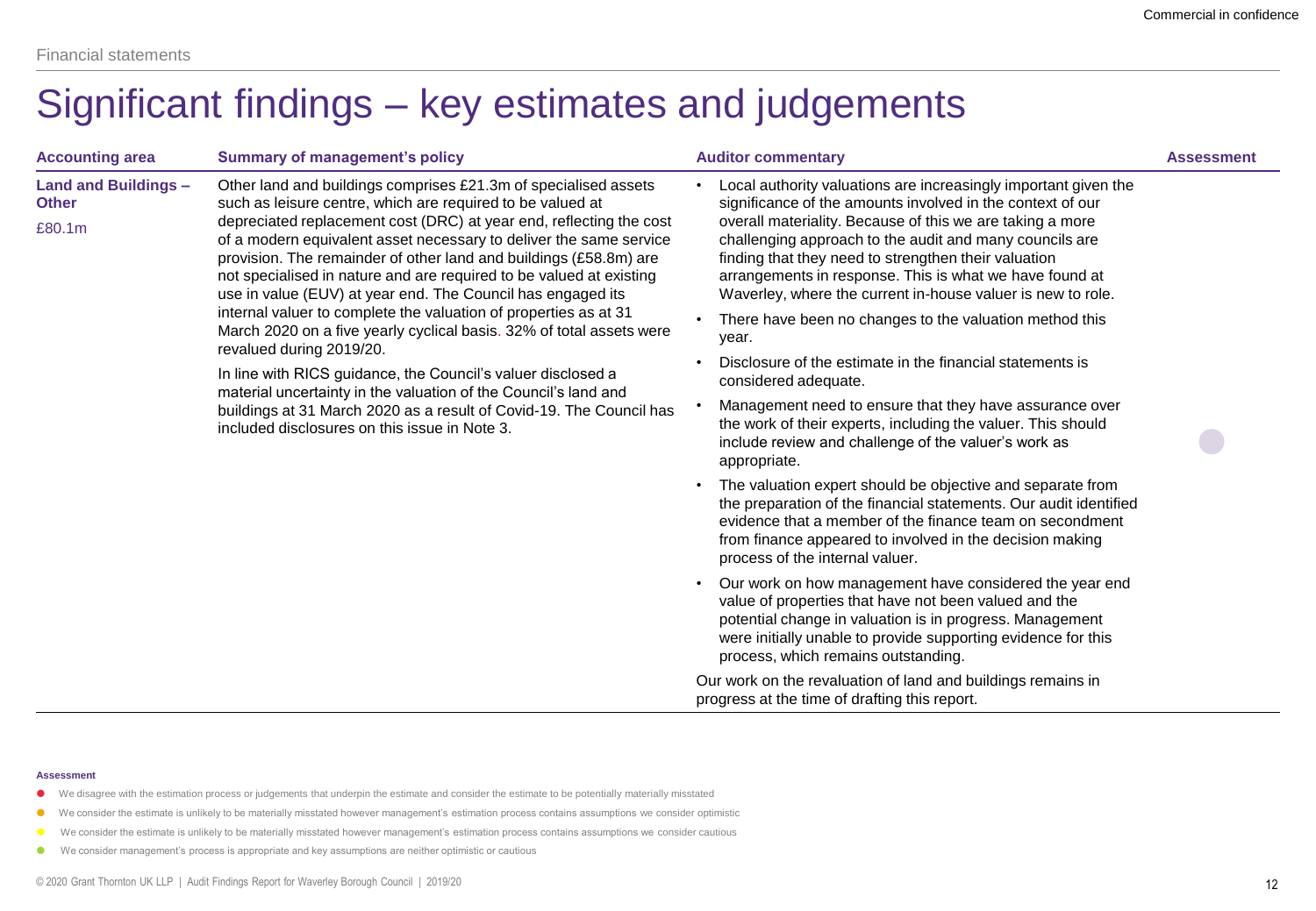Financial statements

# Significant findings – key estimates and judgements

| Accounting area | Summary of management's policy | Auditor commentary | Assessment |
|---|---|---|---|
| **Land and Buildings – Other**<br><br>£80.1m | Other land and buildings comprises £21.3m of specialised assets such as leisure centre, which are required to be valued at depreciated replacement cost (DRC) at year end, reflecting the cost of a modern equivalent asset necessary to deliver the same service provision. The remainder of other land and buildings (£58.8m) are not specialised in nature and are required to be valued at existing use in value (EUV) at year end. The Council has engaged its internal valuer to complete the valuation of properties as at 31 March 2020 on a five yearly cyclical basis. 32% of total assets were revalued during 2019/20.<br><br>In line with RICS guidance, the Council's valuer disclosed a material uncertainty in the valuation of the Council's land and buildings at 31 March 2020 as a result of Covid-19. The Council has included disclosures on this issue in Note 3. | • Local authority valuations are increasingly important given the significance of the amounts involved in the context of our overall materiality. Because of this we are taking a more challenging approach to the audit and many councils are finding that they need to strengthen their valuation arrangements in response. This is what we have found at Waverley, where the current in-house valuer is new to role.<br>• There have been no changes to the valuation method this year.<br>• Disclosure of the estimate in the financial statements is considered adequate.<br>• Management need to ensure that they have assurance over the work of their experts, including the valuer. This should include review and challenge of the valuer's work as appropriate.<br>• The valuation expert should be objective and separate from the preparation of the financial statements. Our audit identified evidence that a member of the finance team on secondment from finance appeared to involved in the decision making process of the internal valuer.<br>• Our work on how management have considered the year end value of properties that have not been valued and the potential change in valuation is in progress. Management were initially unable to provide supporting evidence for this process, which remains outstanding.<br><br>Our work on the revaluation of land and buildings remains in progress at the time of drafting this report. | |

**Assessment**

- We disagree with the estimation process or judgements that underpin the estimate and consider the estimate to be potentially materially misstated
- We consider the estimate is unlikely to be materially misstated however management's estimation process contains assumptions we consider optimistic
- We consider the estimate is unlikely to be materially misstated however management's estimation process contains assumptions we consider cautious
- We consider management's process is appropriate and key assumptions are neither optimistic or cautious

© 2020 Grant Thornton UK LLP | Audit Findings Report for Waverley Borough Council | 2019/20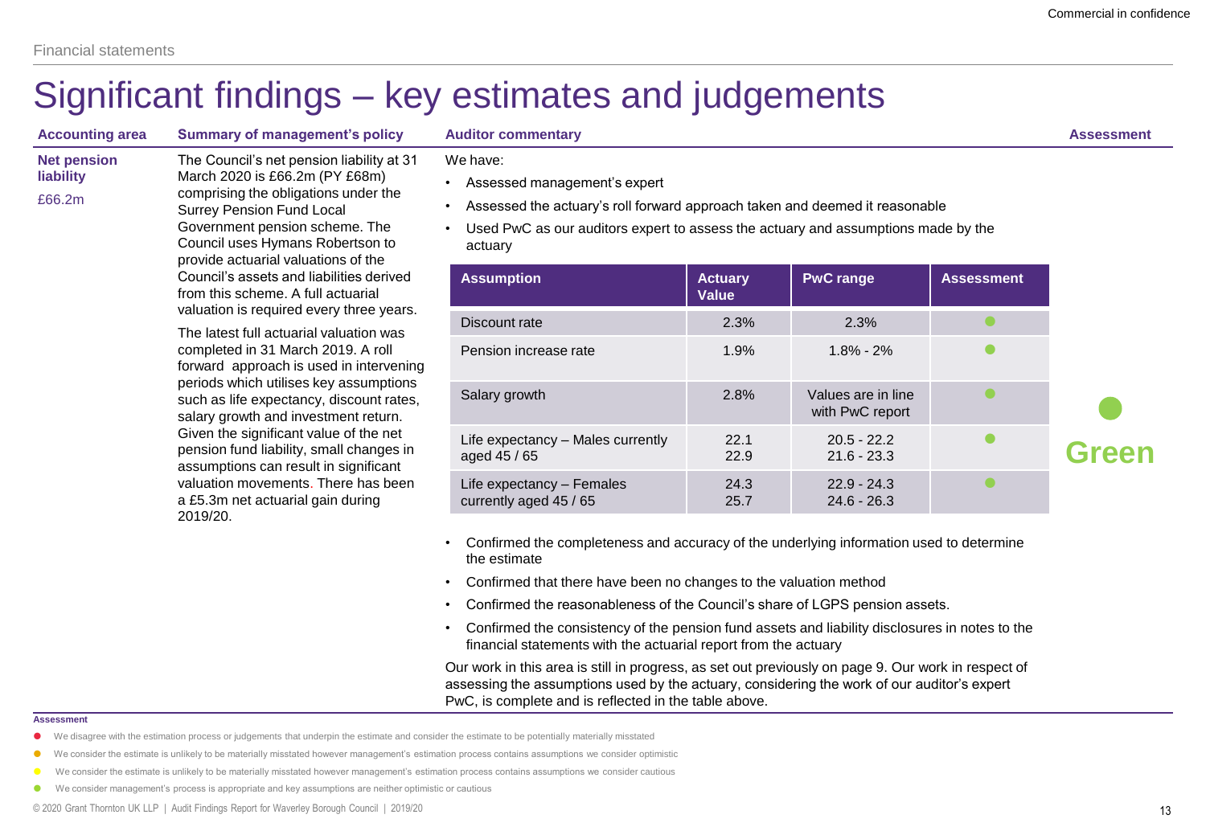Commercial in confidence

Financial statements

# Significant findings – key estimates and judgements

| Accounting area | Summary of management's policy | Auditor commentary | Assessment |
|---|---|---|---|
| **Net pension liability** £66.2m | The Council's net pension liability at 31 March 2020 is £66.2m (PY £68m) comprising the obligations under the Surrey Pension Fund Local Government pension scheme. The Council uses Hymans Robertson to provide actuarial valuations of the Council's assets and liabilities derived from this scheme. A full actuarial valuation is required every three years. The latest full actuarial valuation was completed in 31 March 2019. A roll forward approach is used in intervening periods which utilises key assumptions such as life expectancy, discount rates, salary growth and investment return. Given the significant value of the net pension fund liability, small changes in assumptions can result in significant valuation movements. There has been a £5.3m net actuarial gain during 2019/20. | See below | ● Green |

**Auditor commentary**

We have:

- Assessed management's expert
- Assessed the actuary's roll forward approach taken and deemed it reasonable
- Used PwC as our auditors expert to assess the actuary and assumptions made by the actuary

| Assumption | Actuary Value | PwC range | Assessment |
|---|---|---|---|
| Discount rate | 2.3% | 2.3% | ● |
| Pension increase rate | 1.9% | 1.8% - 2% | ● |
| Salary growth | 2.8% | Values are in line with PwC report | ● |
| Life expectancy – Males currently aged 45 / 65 | 22.1<br>22.9 | 20.5 - 22.2<br>21.6 - 23.3 | ● |
| Life expectancy – Females currently aged 45 / 65 | 24.3<br>25.7 | 22.9 - 24.3<br>24.6 - 26.3 | ● |

- Confirmed the completeness and accuracy of the underlying information used to determine the estimate
- Confirmed that there have been no changes to the valuation method
- Confirmed the reasonableness of the Council's share of LGPS pension assets.
- Confirmed the consistency of the pension fund assets and liability disclosures in notes to the financial statements with the actuarial report from the actuary

Our work in this area is still in progress, as set out previously on page 9. Our work in respect of assessing the assumptions used by the actuary, considering the work of our auditor's expert PwC, is complete and is reflected in the table above.

**Assessment**

- ● (Red) We disagree with the estimation process or judgements that underpin the estimate and consider the estimate to be potentially materially misstated
- ● (Amber) We consider the estimate is unlikely to be materially misstated however management's estimation process contains assumptions we consider optimistic
- ● (Yellow) We consider the estimate is unlikely to be materially misstated however management's estimation process contains assumptions we consider cautious
- ● (Green) We consider management's process is appropriate and key assumptions are neither optimistic or cautious

© 2020 Grant Thornton UK LLP | Audit Findings Report for Waverley Borough Council | 2019/20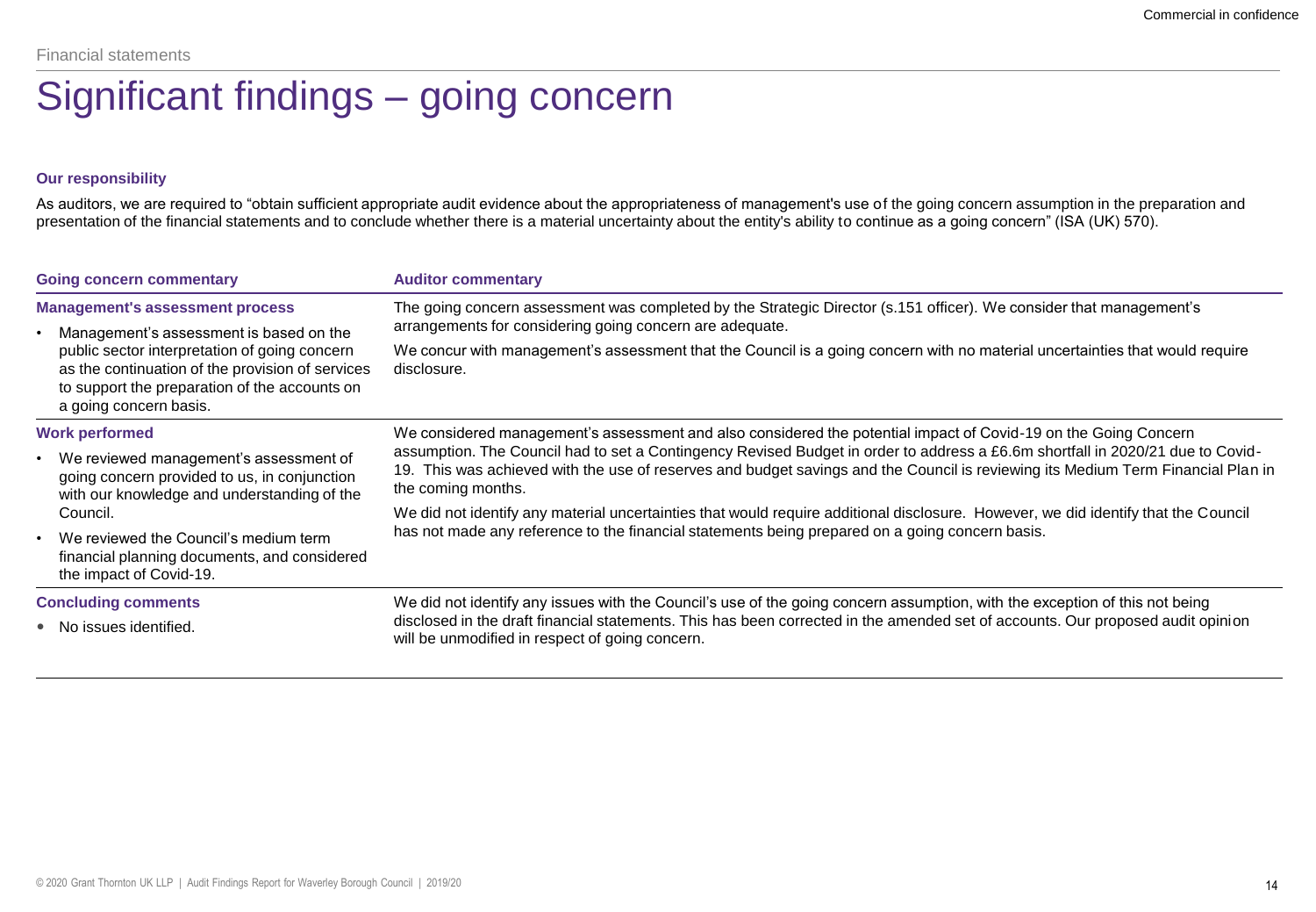Financial statements

# Significant findings – going concern

**Our responsibility**

As auditors, we are required to "obtain sufficient appropriate audit evidence about the appropriateness of management's use of the going concern assumption in the preparation and presentation of the financial statements and to conclude whether there is a material uncertainty about the entity's ability to continue as a going concern" (ISA (UK) 570).

| Going concern commentary | Auditor commentary |
| --- | --- |
| **Management's assessment process**<br>• Management's assessment is based on the public sector interpretation of going concern as the continuation of the provision of services to support the preparation of the accounts on a going concern basis. | The going concern assessment was completed by the Strategic Director (s.151 officer). We consider that management's arrangements for considering going concern are adequate.<br>We concur with management's assessment that the Council is a going concern with no material uncertainties that would require disclosure. |
| **Work performed**<br>• We reviewed management's assessment of going concern provided to us, in conjunction with our knowledge and understanding of the Council.<br>• We reviewed the Council's medium term financial planning documents, and considered the impact of Covid-19. | We considered management's assessment and also considered the potential impact of Covid-19 on the Going Concern assumption. The Council had to set a Contingency Revised Budget in order to address a £6.6m shortfall in 2020/21 due to Covid-19. This was achieved with the use of reserves and budget savings and the Council is reviewing its Medium Term Financial Plan in the coming months.<br>We did not identify any material uncertainties that would require additional disclosure. However, we did identify that the Council has not made any reference to the financial statements being prepared on a going concern basis. |
| **Concluding comments**<br>• No issues identified. | We did not identify any issues with the Council's use of the going concern assumption, with the exception of this not being disclosed in the draft financial statements. This has been corrected in the amended set of accounts. Our proposed audit opinion will be unmodified in respect of going concern. |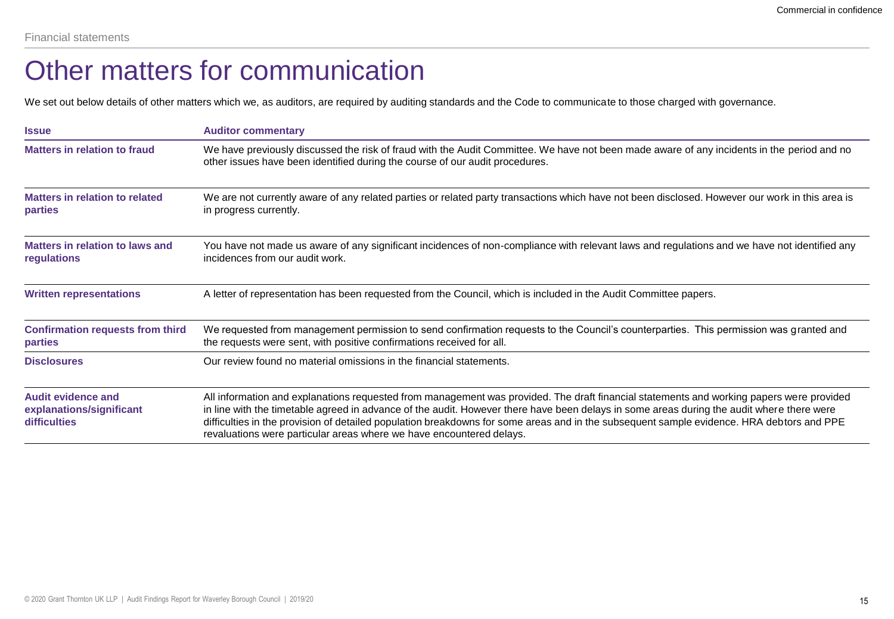Financial statements

# Other matters for communication

We set out below details of other matters which we, as auditors, are required by auditing standards and the Code to communicate to those charged with governance.

| Issue | Auditor commentary |
| --- | --- |
| **Matters in relation to fraud** | We have previously discussed the risk of fraud with the Audit Committee. We have not been made aware of any incidents in the period and no other issues have been identified during the course of our audit procedures. |
| **Matters in relation to related parties** | We are not currently aware of any related parties or related party transactions which have not been disclosed. However our work in this area is in progress currently. |
| **Matters in relation to laws and regulations** | You have not made us aware of any significant incidences of non-compliance with relevant laws and regulations and we have not identified any incidences from our audit work. |
| **Written representations** | A letter of representation has been requested from the Council, which is included in the Audit Committee papers. |
| **Confirmation requests from third parties** | We requested from management permission to send confirmation requests to the Council's counterparties. This permission was granted and the requests were sent, with positive confirmations received for all. |
| **Disclosures** | Our review found no material omissions in the financial statements. |
| **Audit evidence and explanations/significant difficulties** | All information and explanations requested from management was provided. The draft financial statements and working papers were provided in line with the timetable agreed in advance of the audit. However there have been delays in some areas during the audit where there were difficulties in the provision of detailed population breakdowns for some areas and in the subsequent sample evidence. HRA debtors and PPE revaluations were particular areas where we have encountered delays. |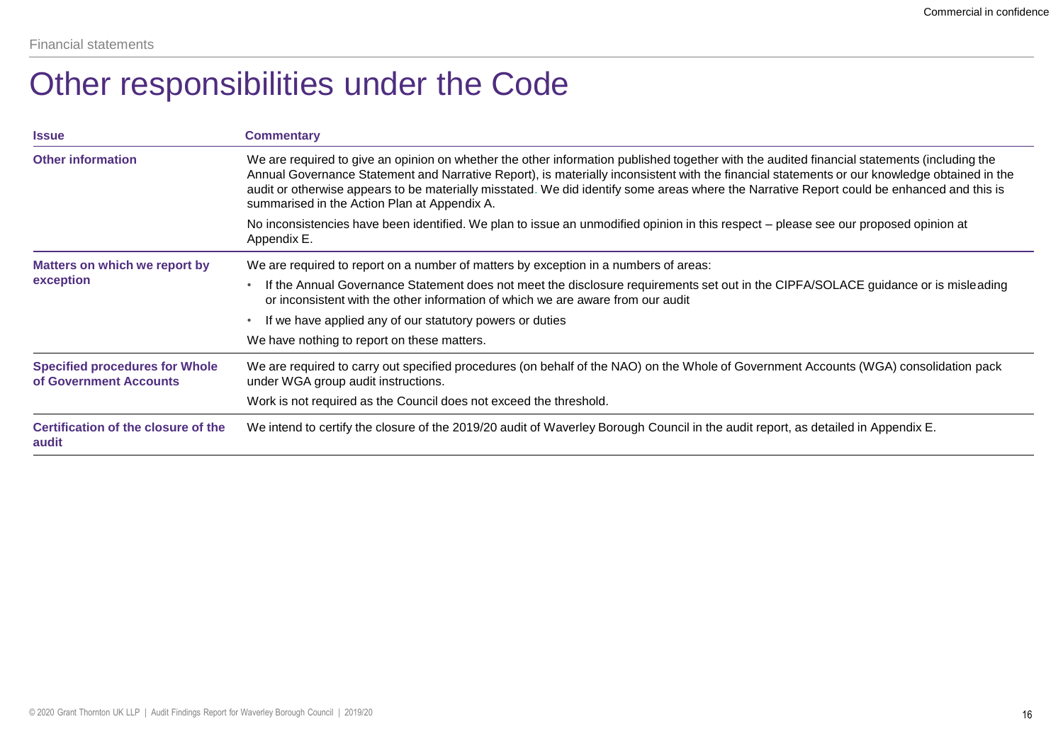Financial statements

# Other responsibilities under the Code

| Issue | Commentary |
| --- | --- |
| **Other information** | We are required to give an opinion on whether the other information published together with the audited financial statements (including the Annual Governance Statement and Narrative Report), is materially inconsistent with the financial statements or our knowledge obtained in the audit or otherwise appears to be materially misstated. We did identify some areas where the Narrative Report could be enhanced and this is summarised in the Action Plan at Appendix A.<br><br>No inconsistencies have been identified. We plan to issue an unmodified opinion in this respect – please see our proposed opinion at Appendix E. |
| **Matters on which we report by exception** | We are required to report on a number of matters by exception in a numbers of areas:<br>• If the Annual Governance Statement does not meet the disclosure requirements set out in the CIPFA/SOLACE guidance or is misleading or inconsistent with the other information of which we are aware from our audit<br>• If we have applied any of our statutory powers or duties<br><br>We have nothing to report on these matters. |
| **Specified procedures for Whole of Government Accounts** | We are required to carry out specified procedures (on behalf of the NAO) on the Whole of Government Accounts (WGA) consolidation pack under WGA group audit instructions.<br><br>Work is not required as the Council does not exceed the threshold. |
| **Certification of the closure of the audit** | We intend to certify the closure of the 2019/20 audit of Waverley Borough Council in the audit report, as detailed in Appendix E. |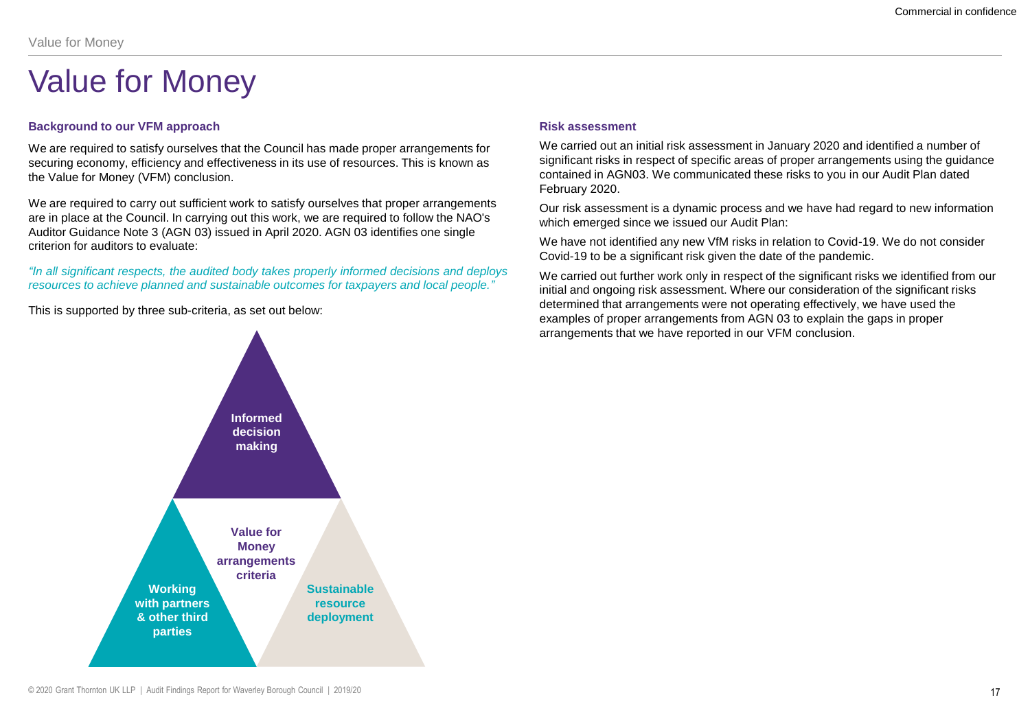# Value for Money

### Background to our VFM approach

We are required to satisfy ourselves that the Council has made proper arrangements for securing economy, efficiency and effectiveness in its use of resources. This is known as the Value for Money (VFM) conclusion.

We are required to carry out sufficient work to satisfy ourselves that proper arrangements are in place at the Council. In carrying out this work, we are required to follow the NAO's Auditor Guidance Note 3 (AGN 03) issued in April 2020. AGN 03 identifies one single criterion for auditors to evaluate:

*"In all significant respects, the audited body takes properly informed decisions and deploys resources to achieve planned and sustainable outcomes for taxpayers and local people."*

This is supported by three sub-criteria, as set out below:

**Informed decision making**

**Value for Money arrangements criteria**

**Working with partners & other third parties**

**Sustainable resource deployment**

### Risk assessment

We carried out an initial risk assessment in January 2020 and identified a number of significant risks in respect of specific areas of proper arrangements using the guidance contained in AGN03. We communicated these risks to you in our Audit Plan dated February 2020.

Our risk assessment is a dynamic process and we have had regard to new information which emerged since we issued our Audit Plan:

We have not identified any new VfM risks in relation to Covid-19. We do not consider Covid-19 to be a significant risk given the date of the pandemic.

We carried out further work only in respect of the significant risks we identified from our initial and ongoing risk assessment. Where our consideration of the significant risks determined that arrangements were not operating effectively, we have used the examples of proper arrangements from AGN 03 to explain the gaps in proper arrangements that we have reported in our VFM conclusion.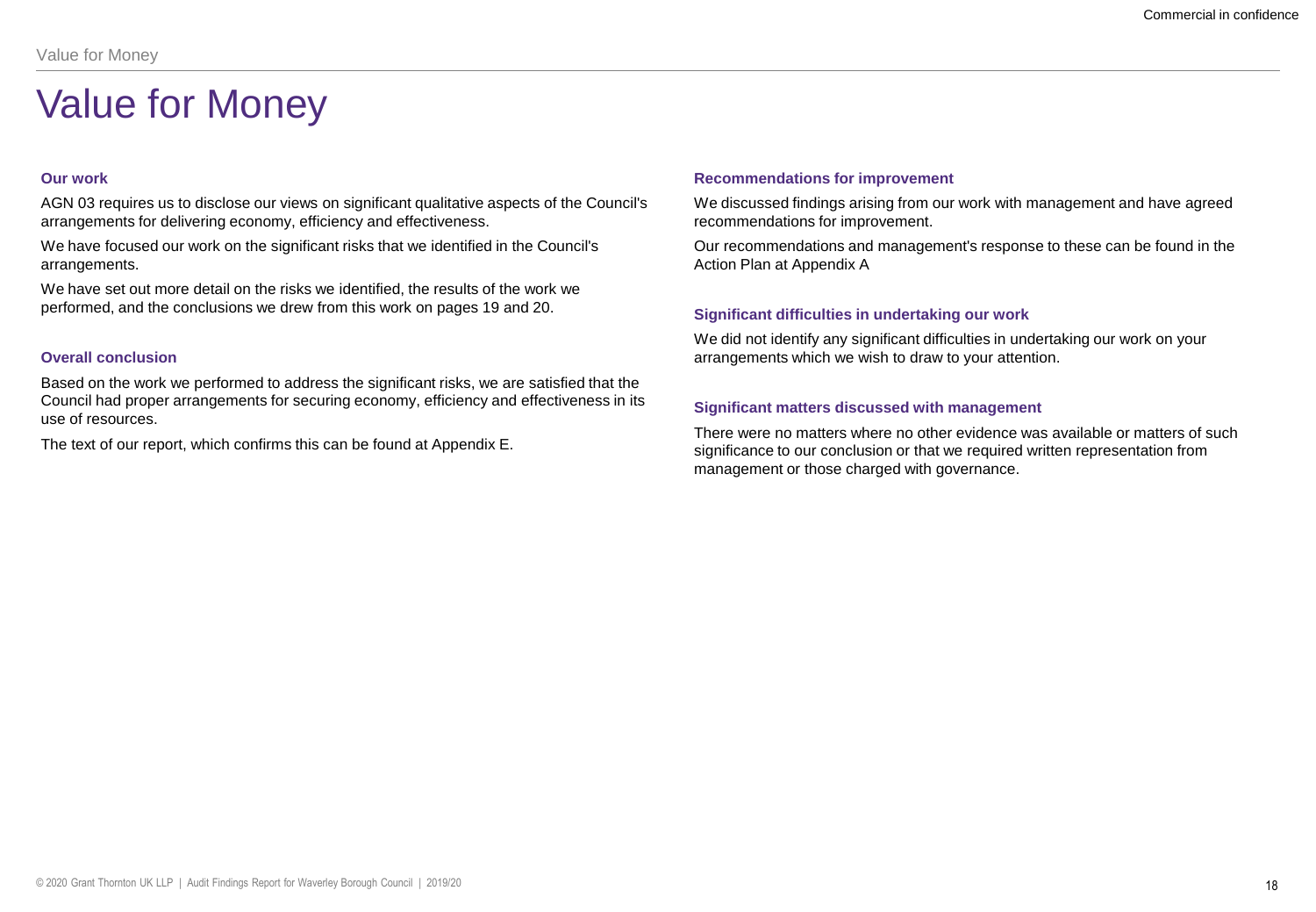# Value for Money

### Our work

AGN 03 requires us to disclose our views on significant qualitative aspects of the Council's arrangements for delivering economy, efficiency and effectiveness.

We have focused our work on the significant risks that we identified in the Council's arrangements.

We have set out more detail on the risks we identified, the results of the work we performed, and the conclusions we drew from this work on pages 19 and 20.

### Overall conclusion

Based on the work we performed to address the significant risks, we are satisfied that the Council had proper arrangements for securing economy, efficiency and effectiveness in its use of resources.

The text of our report, which confirms this can be found at Appendix E.

### Recommendations for improvement

We discussed findings arising from our work with management and have agreed recommendations for improvement.

Our recommendations and management's response to these can be found in the Action Plan at Appendix A

### Significant difficulties in undertaking our work

We did not identify any significant difficulties in undertaking our work on your arrangements which we wish to draw to your attention.

### Significant matters discussed with management

There were no matters where no other evidence was available or matters of such significance to our conclusion or that we required written representation from management or those charged with governance.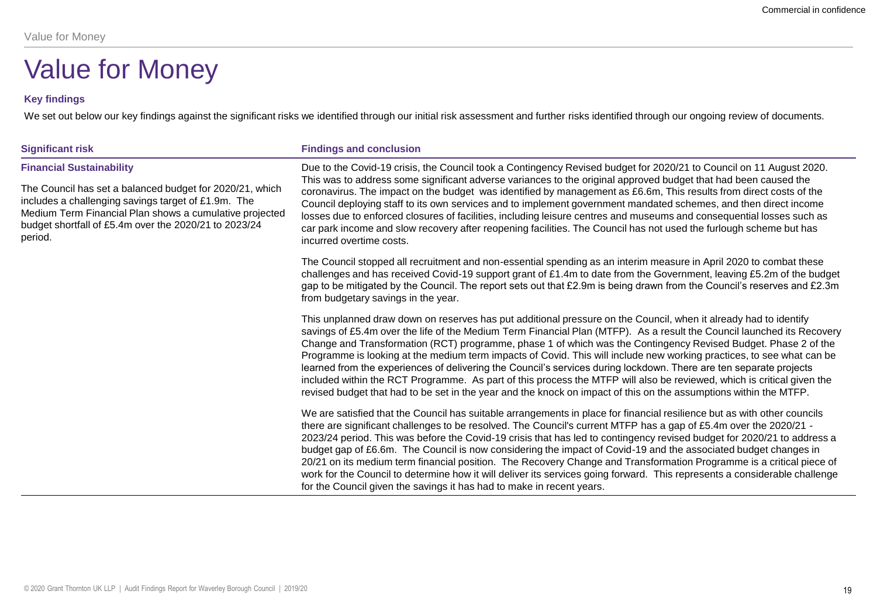# Value for Money

### Key findings

We set out below our key findings against the significant risks we identified through our initial risk assessment and further risks identified through our ongoing review of documents.

| Significant risk | Findings and conclusion |
|---|---|
| **Financial Sustainability**<br><br>The Council has set a balanced budget for 2020/21, which includes a challenging savings target of £1.9m. The Medium Term Financial Plan shows a cumulative projected budget shortfall of £5.4m over the 2020/21 to 2023/24 period. | Due to the Covid-19 crisis, the Council took a Contingency Revised budget for 2020/21 to Council on 11 August 2020. This was to address some significant adverse variances to the original approved budget that had been caused the coronavirus. The impact on the budget was identified by management as £6.6m, This results from direct costs of the Council deploying staff to its own services and to implement government mandated schemes, and then direct income losses due to enforced closures of facilities, including leisure centres and museums and consequential losses such as car park income and slow recovery after reopening facilities. The Council has not used the furlough scheme but has incurred overtime costs.<br><br>The Council stopped all recruitment and non-essential spending as an interim measure in April 2020 to combat these challenges and has received Covid-19 support grant of £1.4m to date from the Government, leaving £5.2m of the budget gap to be mitigated by the Council. The report sets out that £2.9m is being drawn from the Council's reserves and £2.3m from budgetary savings in the year.<br><br>This unplanned draw down on reserves has put additional pressure on the Council, when it already had to identify savings of £5.4m over the life of the Medium Term Financial Plan (MTFP). As a result the Council launched its Recovery Change and Transformation (RCT) programme, phase 1 of which was the Contingency Revised Budget. Phase 2 of the Programme is looking at the medium term impacts of Covid. This will include new working practices, to see what can be learned from the experiences of delivering the Council's services during lockdown. There are ten separate projects included within the RCT Programme. As part of this process the MTFP will also be reviewed, which is critical given the revised budget that had to be set in the year and the knock on impact of this on the assumptions within the MTFP.<br><br>We are satisfied that the Council has suitable arrangements in place for financial resilience but as with other councils there are significant challenges to be resolved. The Council's current MTFP has a gap of £5.4m over the 2020/21 - 2023/24 period. This was before the Covid-19 crisis that has led to contingency revised budget for 2020/21 to address a budget gap of £6.6m. The Council is now considering the impact of Covid-19 and the associated budget changes in 20/21 on its medium term financial position. The Recovery Change and Transformation Programme is a critical piece of work for the Council to determine how it will deliver its services going forward. This represents a considerable challenge for the Council given the savings it has had to make in recent years. |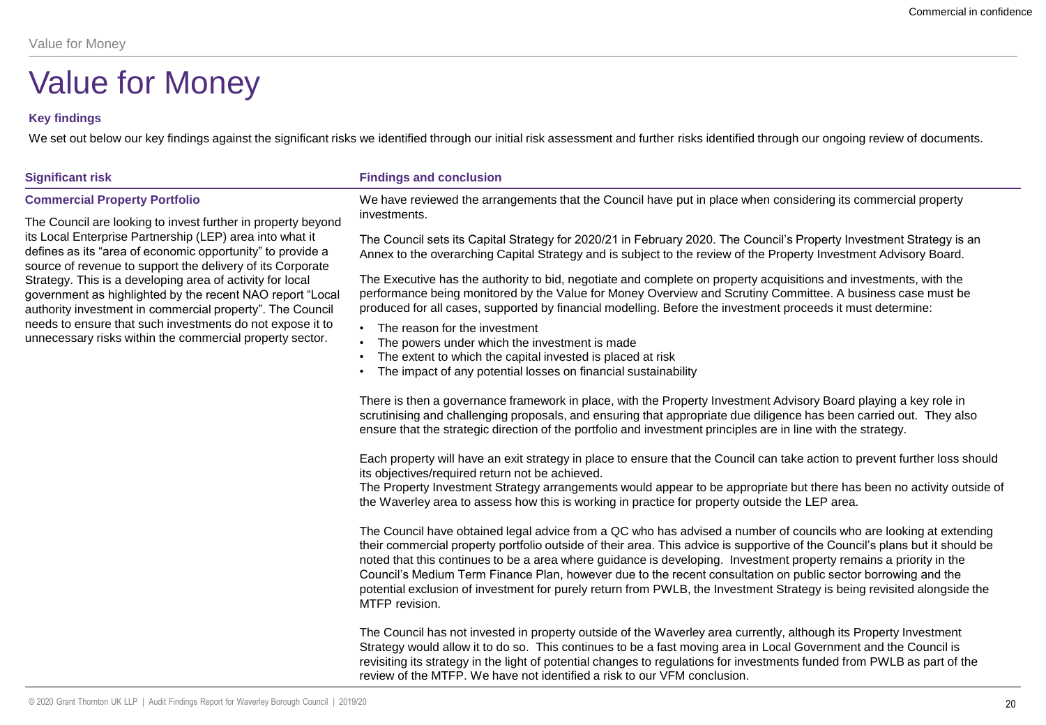# Value for Money

### Key findings

We set out below our key findings against the significant risks we identified through our initial risk assessment and further risks identified through our ongoing review of documents.

| Significant risk | Findings and conclusion |
|---|---|
| **Commercial Property Portfolio**<br><br>The Council are looking to invest further in property beyond its Local Enterprise Partnership (LEP) area into what it defines as its "area of economic opportunity" to provide a source of revenue to support the delivery of its Corporate Strategy. This is a developing area of activity for local government as highlighted by the recent NAO report "Local authority investment in commercial property". The Council needs to ensure that such investments do not expose it to unnecessary risks within the commercial property sector. | We have reviewed the arrangements that the Council have put in place when considering its commercial property investments.<br><br>The Council sets its Capital Strategy for 2020/21 in February 2020. The Council's Property Investment Strategy is an Annex to the overarching Capital Strategy and is subject to the review of the Property Investment Advisory Board.<br><br>The Executive has the authority to bid, negotiate and complete on property acquisitions and investments, with the performance being monitored by the Value for Money Overview and Scrutiny Committee. A business case must be produced for all cases, supported by financial modelling. Before the investment proceeds it must determine:<br>• The reason for the investment<br>• The powers under which the investment is made<br>• The extent to which the capital invested is placed at risk<br>• The impact of any potential losses on financial sustainability<br><br>There is then a governance framework in place, with the Property Investment Advisory Board playing a key role in scrutinising and challenging proposals, and ensuring that appropriate due diligence has been carried out. They also ensure that the strategic direction of the portfolio and investment principles are in line with the strategy.<br><br>Each property will have an exit strategy in place to ensure that the Council can take action to prevent further loss should its objectives/required return not be achieved.<br>The Property Investment Strategy arrangements would appear to be appropriate but there has been no activity outside of the Waverley area to assess how this is working in practice for property outside the LEP area.<br><br>The Council have obtained legal advice from a QC who has advised a number of councils who are looking at extending their commercial property portfolio outside of their area. This advice is supportive of the Council's plans but it should be noted that this continues to be a area where guidance is developing. Investment property remains a priority in the Council's Medium Term Finance Plan, however due to the recent consultation on public sector borrowing and the potential exclusion of investment for purely return from PWLB, the Investment Strategy is being revisited alongside the MTFP revision.<br><br>The Council has not invested in property outside of the Waverley area currently, although its Property Investment Strategy would allow it to do so. This continues to be a fast moving area in Local Government and the Council is revisiting its strategy in the light of potential changes to regulations for investments funded from PWLB as part of the review of the MTFP. We have not identified a risk to our VFM conclusion. |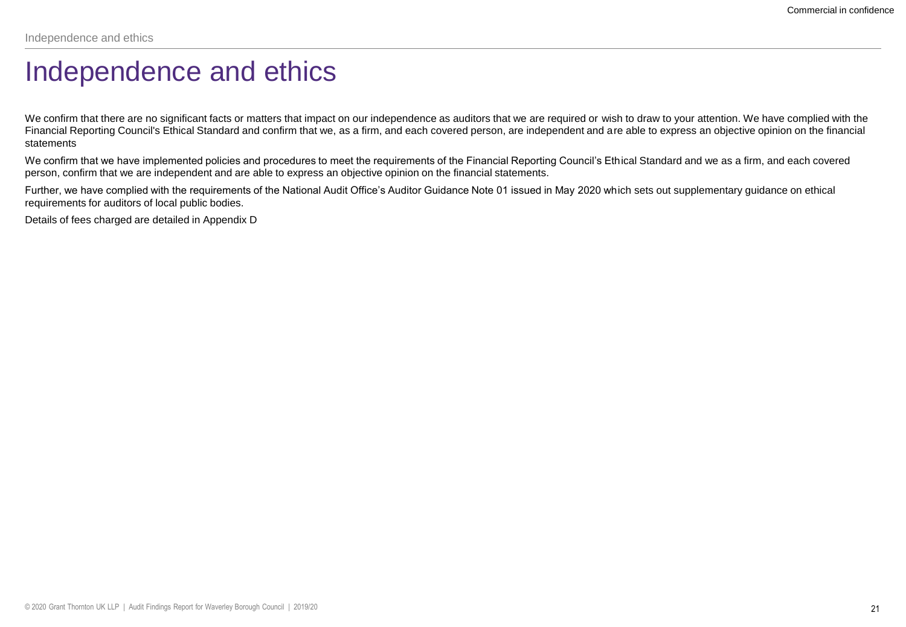# Independence and ethics

We confirm that there are no significant facts or matters that impact on our independence as auditors that we are required or wish to draw to your attention. We have complied with the Financial Reporting Council's Ethical Standard and confirm that we, as a firm, and each covered person, are independent and are able to express an objective opinion on the financial statements

We confirm that we have implemented policies and procedures to meet the requirements of the Financial Reporting Council's Ethical Standard and we as a firm, and each covered person, confirm that we are independent and are able to express an objective opinion on the financial statements.

Further, we have complied with the requirements of the National Audit Office's Auditor Guidance Note 01 issued in May 2020 which sets out supplementary guidance on ethical requirements for auditors of local public bodies.

Details of fees charged are detailed in Appendix D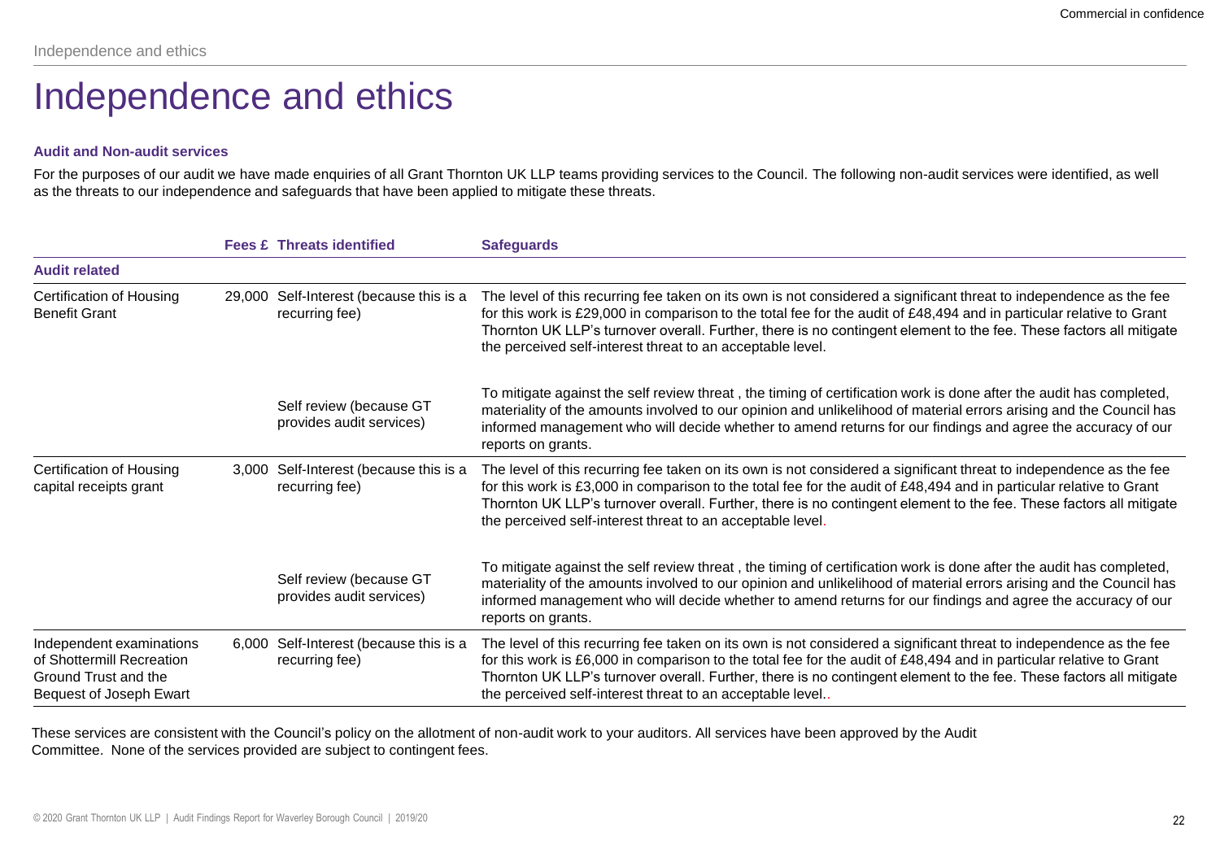# Independence and ethics

### Audit and Non-audit services

For the purposes of our audit we have made enquiries of all Grant Thornton UK LLP teams providing services to the Council. The following non-audit services were identified, as well as the threats to our independence and safeguards that have been applied to mitigate these threats.

| | Fees £ | Threats identified | Safeguards |
|---|---|---|---|
| **Audit related** | | | |
| Certification of Housing Benefit Grant | 29,000 | Self-Interest (because this is a recurring fee) | The level of this recurring fee taken on its own is not considered a significant threat to independence as the fee for this work is £29,000 in comparison to the total fee for the audit of £48,494 and in particular relative to Grant Thornton UK LLP's turnover overall. Further, there is no contingent element to the fee. These factors all mitigate the perceived self-interest threat to an acceptable level. |
| | | Self review (because GT provides audit services) | To mitigate against the self review threat , the timing of certification work is done after the audit has completed, materiality of the amounts involved to our opinion and unlikelihood of material errors arising and the Council has informed management who will decide whether to amend returns for our findings and agree the accuracy of our reports on grants. |
| Certification of Housing capital receipts grant | 3,000 | Self-Interest (because this is a recurring fee) | The level of this recurring fee taken on its own is not considered a significant threat to independence as the fee for this work is £3,000 in comparison to the total fee for the audit of £48,494 and in particular relative to Grant Thornton UK LLP's turnover overall. Further, there is no contingent element to the fee. These factors all mitigate the perceived self-interest threat to an acceptable level. |
| | | Self review (because GT provides audit services) | To mitigate against the self review threat , the timing of certification work is done after the audit has completed, materiality of the amounts involved to our opinion and unlikelihood of material errors arising and the Council has informed management who will decide whether to amend returns for our findings and agree the accuracy of our reports on grants. |
| Independent examinations of Shottermill Recreation Ground Trust and the Bequest of Joseph Ewart | 6,000 | Self-Interest (because this is a recurring fee) | The level of this recurring fee taken on its own is not considered a significant threat to independence as the fee for this work is £6,000 in comparison to the total fee for the audit of £48,494 and in particular relative to Grant Thornton UK LLP's turnover overall. Further, there is no contingent element to the fee. These factors all mitigate the perceived self-interest threat to an acceptable level.. |

These services are consistent with the Council's policy on the allotment of non-audit work to your auditors. All services have been approved by the Audit Committee. None of the services provided are subject to contingent fees.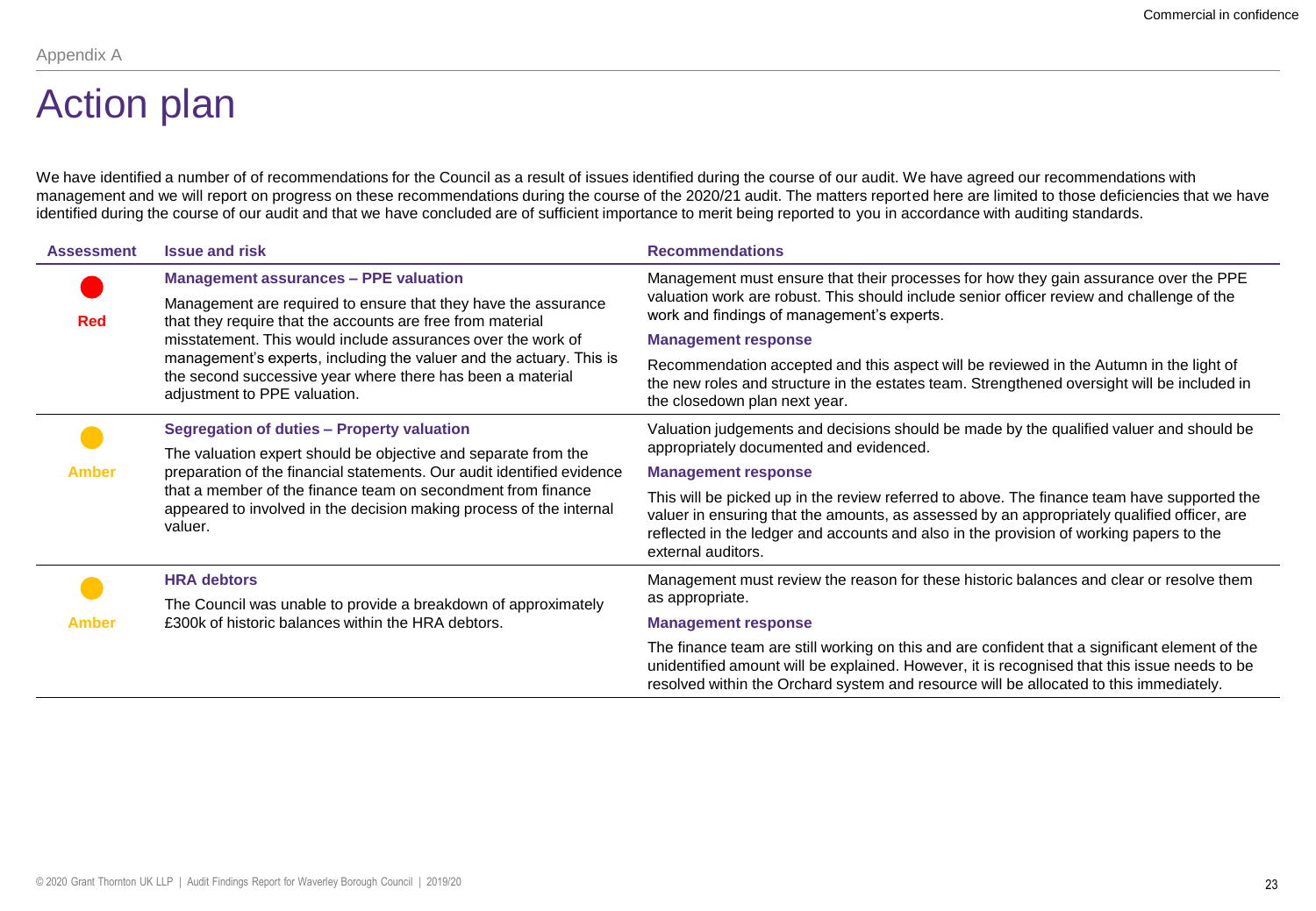Appendix A

# Action plan

We have identified a number of of recommendations for the Council as a result of issues identified during the course of our audit. We have agreed our recommendations with management and we will report on progress on these recommendations during the course of the 2020/21 audit. The matters reported here are limited to those deficiencies that we have identified during the course of our audit and that we have concluded are of sufficient importance to merit being reported to you in accordance with auditing standards.

| Assessment | Issue and risk | Recommendations |
|---|---|---|
| Red | **Management assurances – PPE valuation**<br><br>Management are required to ensure that they have the assurance that they require that the accounts are free from material misstatement. This would include assurances over the work of management's experts, including the valuer and the actuary. This is the second successive year where there has been a material adjustment to PPE valuation. | Management must ensure that their processes for how they gain assurance over the PPE valuation work are robust. This should include senior officer review and challenge of the work and findings of management's experts.<br><br>**Management response**<br><br>Recommendation accepted and this aspect will be reviewed in the Autumn in the light of the new roles and structure in the estates team. Strengthened oversight will be included in the closedown plan next year. |
| Amber | **Segregation of duties – Property valuation**<br><br>The valuation expert should be objective and separate from the preparation of the financial statements. Our audit identified evidence that a member of the finance team on secondment from finance appeared to involved in the decision making process of the internal valuer. | Valuation judgements and decisions should be made by the qualified valuer and should be appropriately documented and evidenced.<br><br>**Management response**<br><br>This will be picked up in the review referred to above. The finance team have supported the valuer in ensuring that the amounts, as assessed by an appropriately qualified officer, are reflected in the ledger and accounts and also in the provision of working papers to the external auditors. |
| Amber | **HRA debtors**<br><br>The Council was unable to provide a breakdown of approximately £300k of historic balances within the HRA debtors. | Management must review the reason for these historic balances and clear or resolve them as appropriate.<br><br>**Management response**<br><br>The finance team are still working on this and are confident that a significant element of the unidentified amount will be explained. However, it is recognised that this issue needs to be resolved within the Orchard system and resource will be allocated to this immediately. |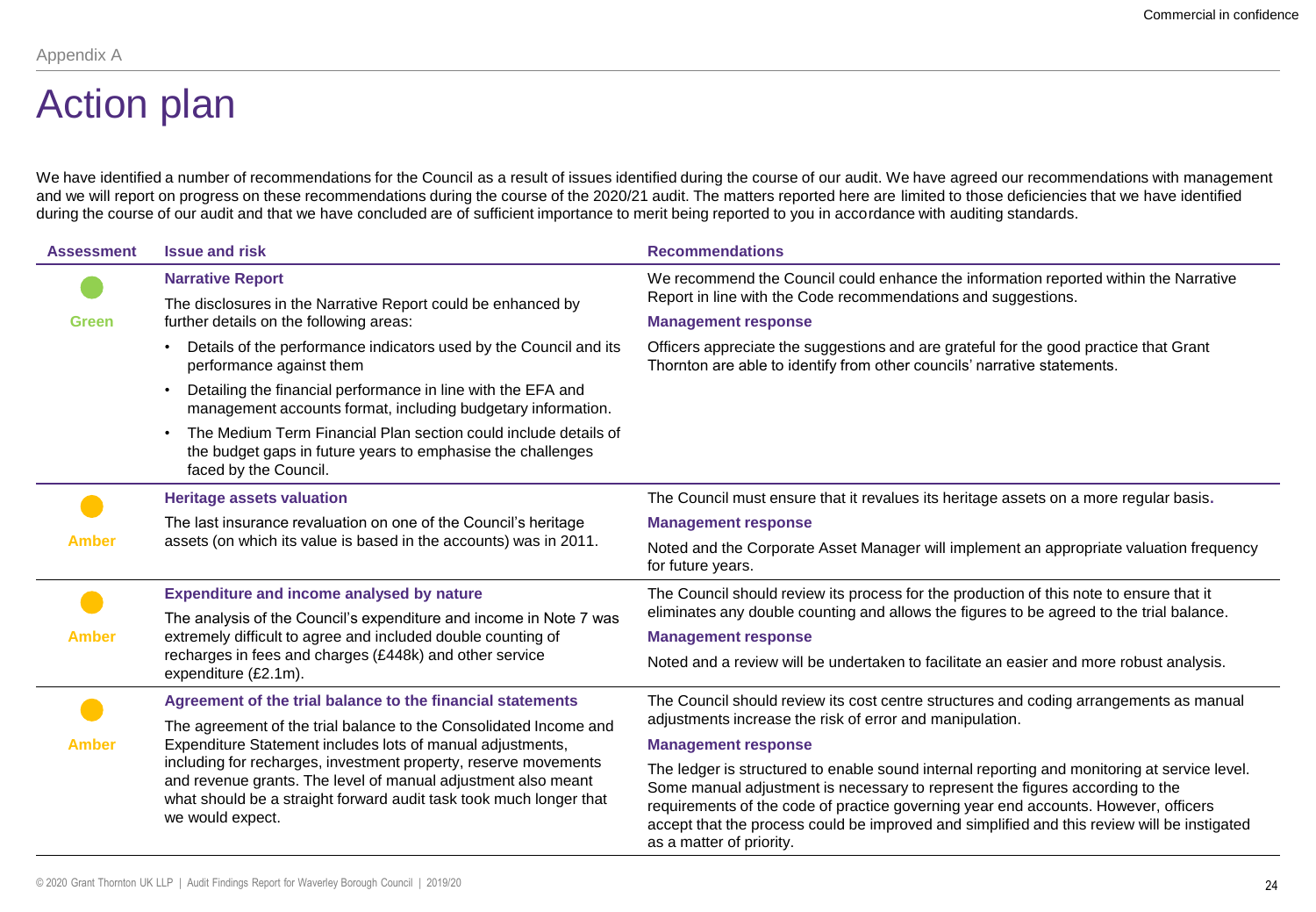Appendix A

# Action plan

We have identified a number of recommendations for the Council as a result of issues identified during the course of our audit. We have agreed our recommendations with management and we will report on progress on these recommendations during the course of the 2020/21 audit. The matters reported here are limited to those deficiencies that we have identified during the course of our audit and that we have concluded are of sufficient importance to merit being reported to you in accordance with auditing standards.

| Assessment | Issue and risk | Recommendations |
|---|---|---|
| Green | **Narrative Report**<br>The disclosures in the Narrative Report could be enhanced by further details on the following areas:<br>• Details of the performance indicators used by the Council and its performance against them<br>• Detailing the financial performance in line with the EFA and management accounts format, including budgetary information.<br>• The Medium Term Financial Plan section could include details of the budget gaps in future years to emphasise the challenges faced by the Council. | We recommend the Council could enhance the information reported within the Narrative Report in line with the Code recommendations and suggestions.<br>**Management response**<br>Officers appreciate the suggestions and are grateful for the good practice that Grant Thornton are able to identify from other councils' narrative statements. |
| Amber | **Heritage assets valuation**<br>The last insurance revaluation on one of the Council's heritage assets (on which its value is based in the accounts) was in 2011. | The Council must ensure that it revalues its heritage assets on a more regular basis.<br>**Management response**<br>Noted and the Corporate Asset Manager will implement an appropriate valuation frequency for future years. |
| Amber | **Expenditure and income analysed by nature**<br>The analysis of the Council's expenditure and income in Note 7 was extremely difficult to agree and included double counting of recharges in fees and charges (£448k) and other service expenditure (£2.1m). | The Council should review its process for the production of this note to ensure that it eliminates any double counting and allows the figures to be agreed to the trial balance.<br>**Management response**<br>Noted and a review will be undertaken to facilitate an easier and more robust analysis. |
| Amber | **Agreement of the trial balance to the financial statements**<br>The agreement of the trial balance to the Consolidated Income and Expenditure Statement includes lots of manual adjustments, including for recharges, investment property, reserve movements and revenue grants. The level of manual adjustment also meant what should be a straight forward audit task took much longer that we would expect. | The Council should review its cost centre structures and coding arrangements as manual adjustments increase the risk of error and manipulation.<br>**Management response**<br>The ledger is structured to enable sound internal reporting and monitoring at service level. Some manual adjustment is necessary to represent the figures according to the requirements of the code of practice governing year end accounts. However, officers accept that the process could be improved and simplified and this review will be instigated as a matter of priority. |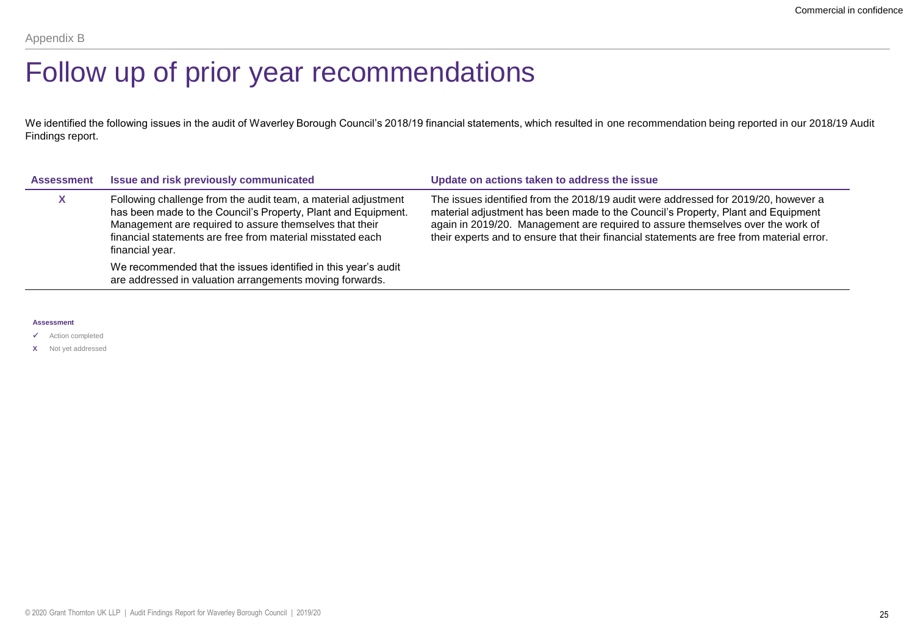Appendix B

# Follow up of prior year recommendations

We identified the following issues in the audit of Waverley Borough Council's 2018/19 financial statements, which resulted in one recommendation being reported in our 2018/19 Audit Findings report.

| Assessment | Issue and risk previously communicated | Update on actions taken to address the issue |
|---|---|---|
| X | Following challenge from the audit team, a material adjustment has been made to the Council's Property, Plant and Equipment. Management are required to assure themselves that their financial statements are free from material misstated each financial year.<br><br>We recommended that the issues identified in this year's audit are addressed in valuation arrangements moving forwards. | The issues identified from the 2018/19 audit were addressed for 2019/20, however a material adjustment has been made to the Council's Property, Plant and Equipment again in 2019/20. Management are required to assure themselves over the work of their experts and to ensure that their financial statements are free from material error. |

**Assessment**

- ✓ Action completed
- X Not yet addressed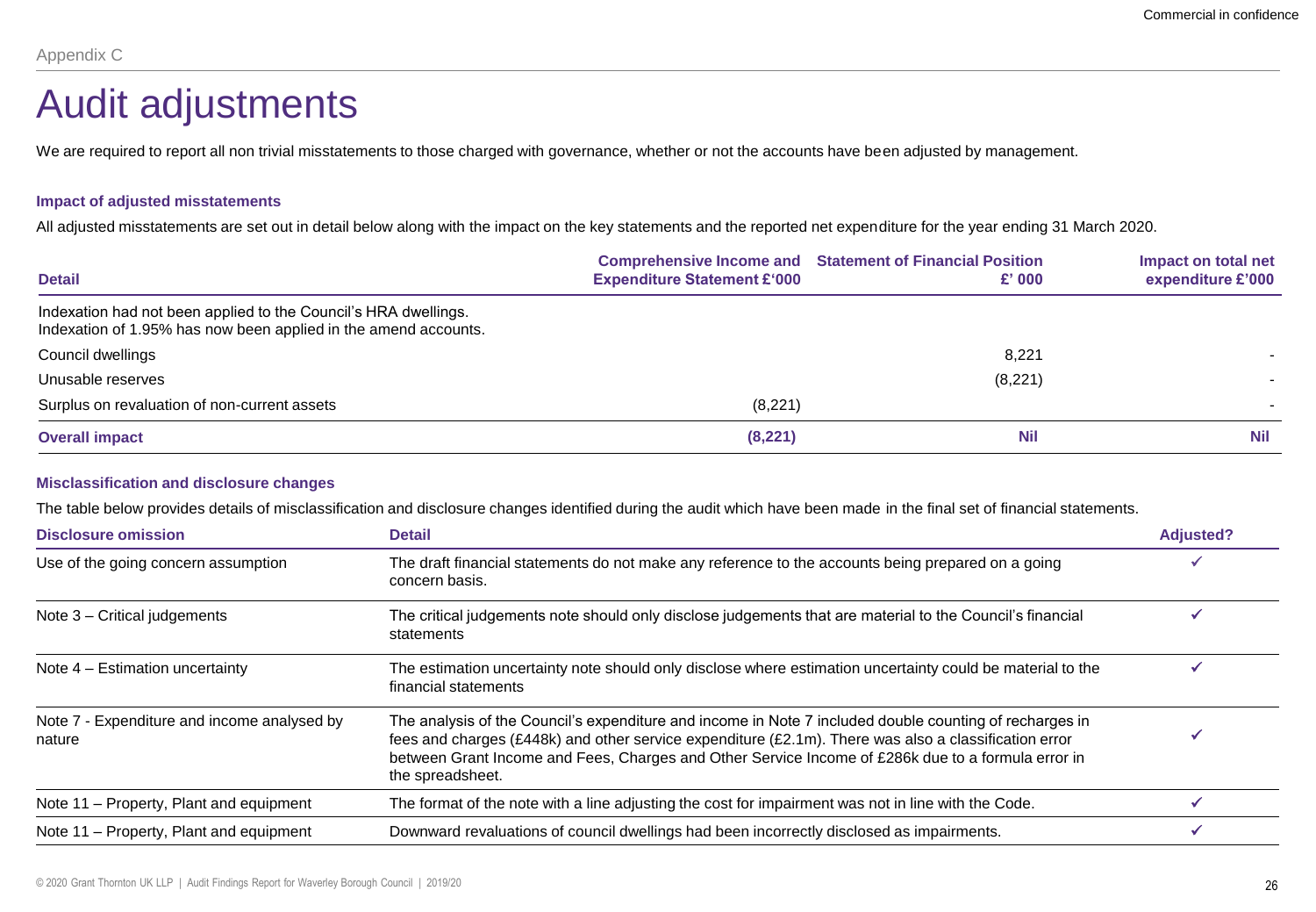Appendix C

# Audit adjustments

We are required to report all non trivial misstatements to those charged with governance, whether or not the accounts have been adjusted by management.

### Impact of adjusted misstatements

All adjusted misstatements are set out in detail below along with the impact on the key statements and the reported net expenditure for the year ending 31 March 2020.

| Detail | Comprehensive Income and Expenditure Statement £'000 | Statement of Financial Position £' 000 | Impact on total net expenditure £'000 |
|---|---|---|---|
| Indexation had not been applied to the Council's HRA dwellings. Indexation of 1.95% has now been applied in the amend accounts. | | | |
| Council dwellings | | 8,221 | - |
| Unusable reserves | | (8,221) | - |
| Surplus on revaluation of non-current assets | (8,221) | | - |
| **Overall impact** | **(8,221)** | **Nil** | **Nil** |

### Misclassification and disclosure changes

The table below provides details of misclassification and disclosure changes identified during the audit which have been made in the final set of financial statements.

| Disclosure omission | Detail | Adjusted? |
|---|---|---|
| Use of the going concern assumption | The draft financial statements do not make any reference to the accounts being prepared on a going concern basis. | ✓ |
| Note 3 – Critical judgements | The critical judgements note should only disclose judgements that are material to the Council's financial statements | ✓ |
| Note 4 – Estimation uncertainty | The estimation uncertainty note should only disclose where estimation uncertainty could be material to the financial statements | ✓ |
| Note 7 - Expenditure and income analysed by nature | The analysis of the Council's expenditure and income in Note 7 included double counting of recharges in fees and charges (£448k) and other service expenditure (£2.1m). There was also a classification error between Grant Income and Fees, Charges and Other Service Income of £286k due to a formula error in the spreadsheet. | ✓ |
| Note 11 – Property, Plant and equipment | The format of the note with a line adjusting the cost for impairment was not in line with the Code. | ✓ |
| Note 11 – Property, Plant and equipment | Downward revaluations of council dwellings had been incorrectly disclosed as impairments. | ✓ |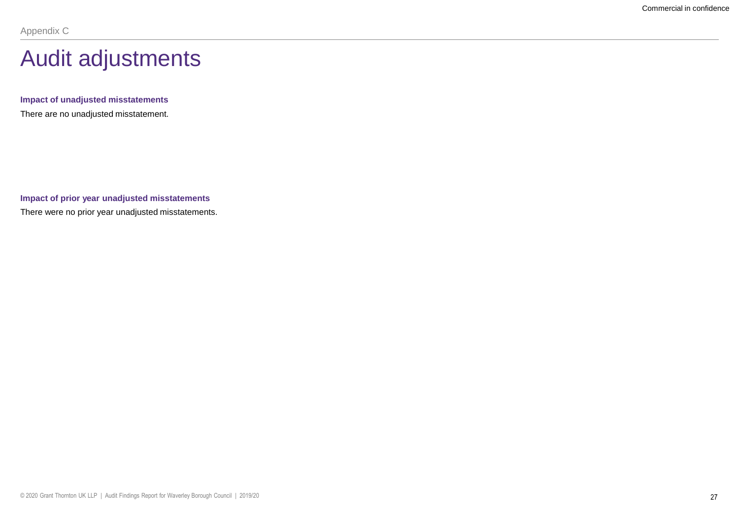Appendix C

# Audit adjustments

**Impact of unadjusted misstatements**

There are no unadjusted misstatement.

**Impact of prior year unadjusted misstatements**

There were no prior year unadjusted misstatements.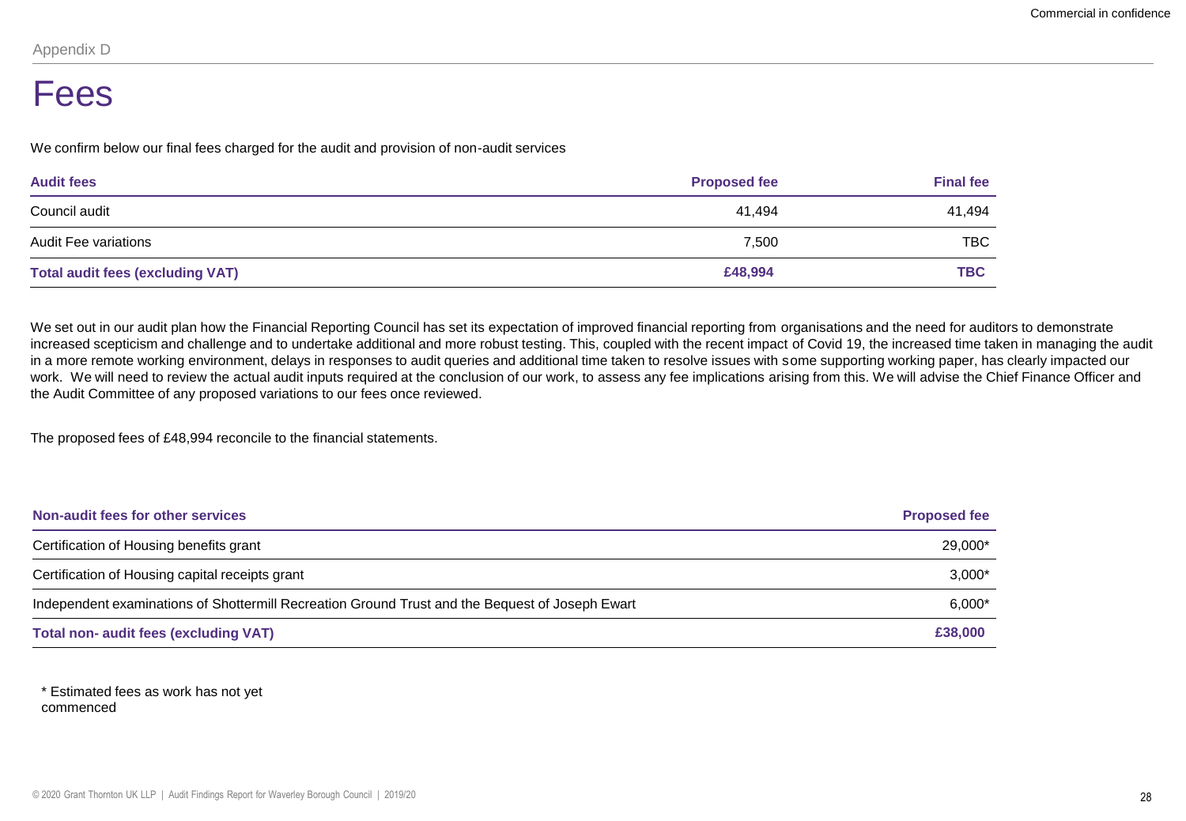Appendix D

# Fees

We confirm below our final fees charged for the audit and provision of non-audit services

| Audit fees | Proposed fee | Final fee |
|---|---|---|
| Council audit | 41,494 | 41,494 |
| Audit Fee variations | 7,500 | TBC |
| **Total audit fees (excluding VAT)** | **£48,994** | **TBC** |

We set out in our audit plan how the Financial Reporting Council has set its expectation of improved financial reporting from organisations and the need for auditors to demonstrate increased scepticism and challenge and to undertake additional and more robust testing. This, coupled with the recent impact of Covid 19, the increased time taken in managing the audit in a more remote working environment, delays in responses to audit queries and additional time taken to resolve issues with some supporting working paper, has clearly impacted our work. We will need to review the actual audit inputs required at the conclusion of our work, to assess any fee implications arising from this. We will advise the Chief Finance Officer and the Audit Committee of any proposed variations to our fees once reviewed.

The proposed fees of £48,994 reconcile to the financial statements.

| Non-audit fees for other services | Proposed fee |
|---|---|
| Certification of Housing benefits grant | 29,000* |
| Certification of Housing capital receipts grant | 3,000* |
| Independent examinations of Shottermill Recreation Ground Trust and the Bequest of Joseph Ewart | 6,000* |
| **Total non- audit fees (excluding VAT)** | **£38,000** |

\* Estimated fees as work has not yet commenced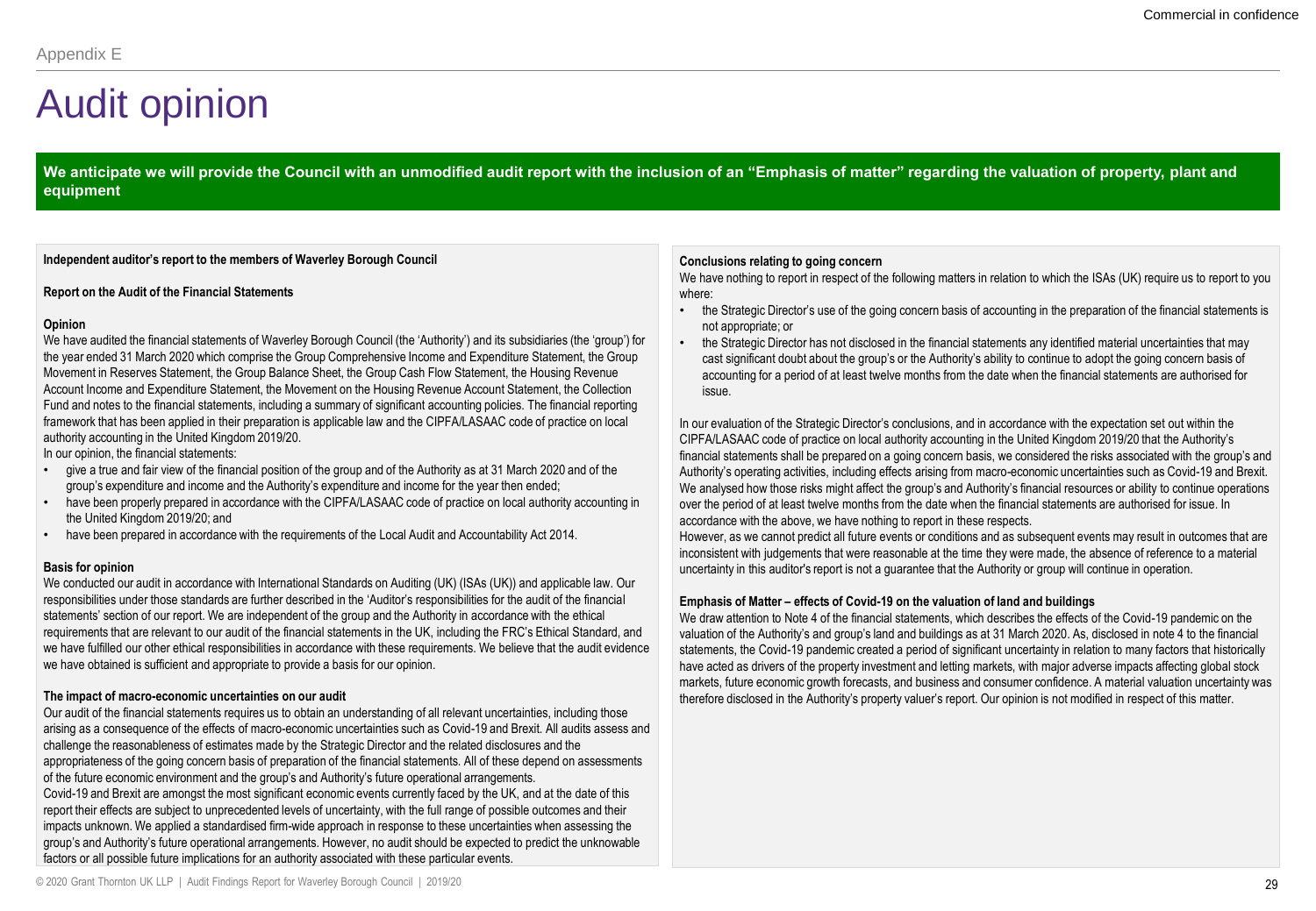Appendix E

# Audit opinion

**We anticipate we will provide the Council with an unmodified audit report with the inclusion of an "Emphasis of matter" regarding the valuation of property, plant and equipment**

**Independent auditor's report to the members of Waverley Borough Council**

**Report on the Audit of the Financial Statements**

**Opinion**

We have audited the financial statements of Waverley Borough Council (the 'Authority') and its subsidiaries (the 'group') for the year ended 31 March 2020 which comprise the Group Comprehensive Income and Expenditure Statement, the Group Movement in Reserves Statement, the Group Balance Sheet, the Group Cash Flow Statement, the Housing Revenue Account Income and Expenditure Statement, the Movement on the Housing Revenue Account Statement, the Collection Fund and notes to the financial statements, including a summary of significant accounting policies. The financial reporting framework that has been applied in their preparation is applicable law and the CIPFA/LASAAC code of practice on local authority accounting in the United Kingdom 2019/20.

In our opinion, the financial statements:

- give a true and fair view of the financial position of the group and of the Authority as at 31 March 2020 and of the group's expenditure and income and the Authority's expenditure and income for the year then ended;
- have been properly prepared in accordance with the CIPFA/LASAAC code of practice on local authority accounting in the United Kingdom 2019/20; and
- have been prepared in accordance with the requirements of the Local Audit and Accountability Act 2014.

**Basis for opinion**

We conducted our audit in accordance with International Standards on Auditing (UK) (ISAs (UK)) and applicable law. Our responsibilities under those standards are further described in the 'Auditor's responsibilities for the audit of the financial statements' section of our report. We are independent of the group and the Authority in accordance with the ethical requirements that are relevant to our audit of the financial statements in the UK, including the FRC's Ethical Standard, and we have fulfilled our other ethical responsibilities in accordance with these requirements. We believe that the audit evidence we have obtained is sufficient and appropriate to provide a basis for our opinion.

**The impact of macro-economic uncertainties on our audit**

Our audit of the financial statements requires us to obtain an understanding of all relevant uncertainties, including those arising as a consequence of the effects of macro-economic uncertainties such as Covid-19 and Brexit. All audits assess and challenge the reasonableness of estimates made by the Strategic Director and the related disclosures and the appropriateness of the going concern basis of preparation of the financial statements. All of these depend on assessments of the future economic environment and the group's and Authority's future operational arrangements.

Covid-19 and Brexit are amongst the most significant economic events currently faced by the UK, and at the date of this report their effects are subject to unprecedented levels of uncertainty, with the full range of possible outcomes and their impacts unknown. We applied a standardised firm-wide approach in response to these uncertainties when assessing the group's and Authority's future operational arrangements. However, no audit should be expected to predict the unknowable factors or all possible future implications for an authority associated with these particular events.

**Conclusions relating to going concern**

We have nothing to report in respect of the following matters in relation to which the ISAs (UK) require us to report to you where:

- the Strategic Director's use of the going concern basis of accounting in the preparation of the financial statements is not appropriate; or
- the Strategic Director has not disclosed in the financial statements any identified material uncertainties that may cast significant doubt about the group's or the Authority's ability to continue to adopt the going concern basis of accounting for a period of at least twelve months from the date when the financial statements are authorised for issue.

In our evaluation of the Strategic Director's conclusions, and in accordance with the expectation set out within the CIPFA/LASAAC code of practice on local authority accounting in the United Kingdom 2019/20 that the Authority's financial statements shall be prepared on a going concern basis, we considered the risks associated with the group's and Authority's operating activities, including effects arising from macro-economic uncertainties such as Covid-19 and Brexit. We analysed how those risks might affect the group's and Authority's financial resources or ability to continue operations over the period of at least twelve months from the date when the financial statements are authorised for issue. In accordance with the above, we have nothing to report in these respects.

However, as we cannot predict all future events or conditions and as subsequent events may result in outcomes that are inconsistent with judgements that were reasonable at the time they were made, the absence of reference to a material uncertainty in this auditor's report is not a guarantee that the Authority or group will continue in operation.

**Emphasis of Matter – effects of Covid-19 on the valuation of land and buildings**

We draw attention to Note 4 of the financial statements, which describes the effects of the Covid-19 pandemic on the valuation of the Authority's and group's land and buildings as at 31 March 2020. As, disclosed in note 4 to the financial statements, the Covid-19 pandemic created a period of significant uncertainty in relation to many factors that historically have acted as drivers of the property investment and letting markets, with major adverse impacts affecting global stock markets, future economic growth forecasts, and business and consumer confidence. A material valuation uncertainty was therefore disclosed in the Authority's property valuer's report. Our opinion is not modified in respect of this matter.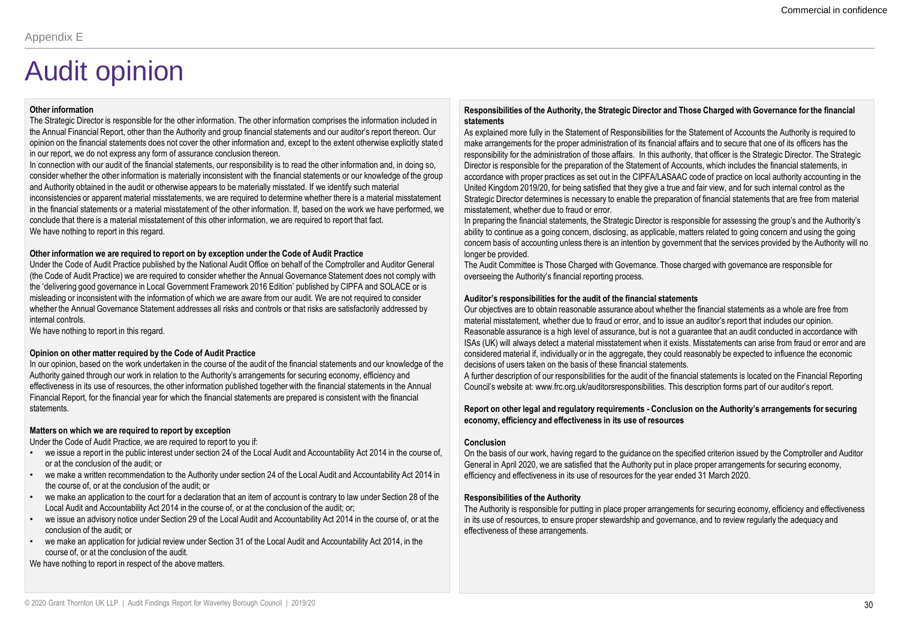Appendix E

# Audit opinion

**Other information**

The Strategic Director is responsible for the other information. The other information comprises the information included in the Annual Financial Report, other than the Authority and group financial statements and our auditor's report thereon. Our opinion on the financial statements does not cover the other information and, except to the extent otherwise explicitly stated in our report, we do not express any form of assurance conclusion thereon.

In connection with our audit of the financial statements, our responsibility is to read the other information and, in doing so, consider whether the other information is materially inconsistent with the financial statements or our knowledge of the group and Authority obtained in the audit or otherwise appears to be materially misstated. If we identify such material inconsistencies or apparent material misstatements, we are required to determine whether there is a material misstatement in the financial statements or a material misstatement of the other information. If, based on the work we have performed, we conclude that there is a material misstatement of this other information, we are required to report that fact.

We have nothing to report in this regard.

**Other information we are required to report on by exception under the Code of Audit Practice**

Under the Code of Audit Practice published by the National Audit Office on behalf of the Comptroller and Auditor General (the Code of Audit Practice) we are required to consider whether the Annual Governance Statement does not comply with the 'delivering good governance in Local Government Framework 2016 Edition' published by CIPFA and SOLACE or is misleading or inconsistent with the information of which we are aware from our audit. We are not required to consider whether the Annual Governance Statement addresses all risks and controls or that risks are satisfactorily addressed by internal controls.

We have nothing to report in this regard.

**Opinion on other matter required by the Code of Audit Practice**

In our opinion, based on the work undertaken in the course of the audit of the financial statements and our knowledge of the Authority gained through our work in relation to the Authority's arrangements for securing economy, efficiency and effectiveness in its use of resources, the other information published together with the financial statements in the Annual Financial Report, for the financial year for which the financial statements are prepared is consistent with the financial statements.

**Matters on which we are required to report by exception**

Under the Code of Audit Practice, we are required to report to you if:

- we issue a report in the public interest under section 24 of the Local Audit and Accountability Act 2014 in the course of, or at the conclusion of the audit; or
- we make a written recommendation to the Authority under section 24 of the Local Audit and Accountability Act 2014 in the course of, or at the conclusion of the audit; or
- we make an application to the court for a declaration that an item of account is contrary to law under Section 28 of the Local Audit and Accountability Act 2014 in the course of, or at the conclusion of the audit; or;
- we issue an advisory notice under Section 29 of the Local Audit and Accountability Act 2014 in the course of, or at the conclusion of the audit; or
- we make an application for judicial review under Section 31 of the Local Audit and Accountability Act 2014, in the course of, or at the conclusion of the audit.

We have nothing to report in respect of the above matters.

**Responsibilities of the Authority, the Strategic Director and Those Charged with Governance for the financial statements**

As explained more fully in the Statement of Responsibilities for the Statement of Accounts the Authority is required to make arrangements for the proper administration of its financial affairs and to secure that one of its officers has the responsibility for the administration of those affairs. In this authority, that officer is the Strategic Director. The Strategic Director is responsible for the preparation of the Statement of Accounts, which includes the financial statements, in accordance with proper practices as set out in the CIPFA/LASAAC code of practice on local authority accounting in the United Kingdom 2019/20, for being satisfied that they give a true and fair view, and for such internal control as the Strategic Director determines is necessary to enable the preparation of financial statements that are free from material misstatement, whether due to fraud or error.

In preparing the financial statements, the Strategic Director is responsible for assessing the group's and the Authority's ability to continue as a going concern, disclosing, as applicable, matters related to going concern and using the going concern basis of accounting unless there is an intention by government that the services provided by the Authority will no longer be provided.

The Audit Committee is Those Charged with Governance. Those charged with governance are responsible for overseeing the Authority's financial reporting process.

**Auditor's responsibilities for the audit of the financial statements**

Our objectives are to obtain reasonable assurance about whether the financial statements as a whole are free from material misstatement, whether due to fraud or error, and to issue an auditor's report that includes our opinion. Reasonable assurance is a high level of assurance, but is not a guarantee that an audit conducted in accordance with ISAs (UK) will always detect a material misstatement when it exists. Misstatements can arise from fraud or error and are considered material if, individually or in the aggregate, they could reasonably be expected to influence the economic decisions of users taken on the basis of these financial statements.

A further description of our responsibilities for the audit of the financial statements is located on the Financial Reporting Council's website at: www.frc.org.uk/auditorsresponsibilities. This description forms part of our auditor's report.

**Report on other legal and regulatory requirements - Conclusion on the Authority's arrangements for securing economy, efficiency and effectiveness in its use of resources**

**Conclusion**

On the basis of our work, having regard to the guidance on the specified criterion issued by the Comptroller and Auditor General in April 2020, we are satisfied that the Authority put in place proper arrangements for securing economy, efficiency and effectiveness in its use of resources for the year ended 31 March 2020.

**Responsibilities of the Authority**

The Authority is responsible for putting in place proper arrangements for securing economy, efficiency and effectiveness in its use of resources, to ensure proper stewardship and governance, and to review regularly the adequacy and effectiveness of these arrangements.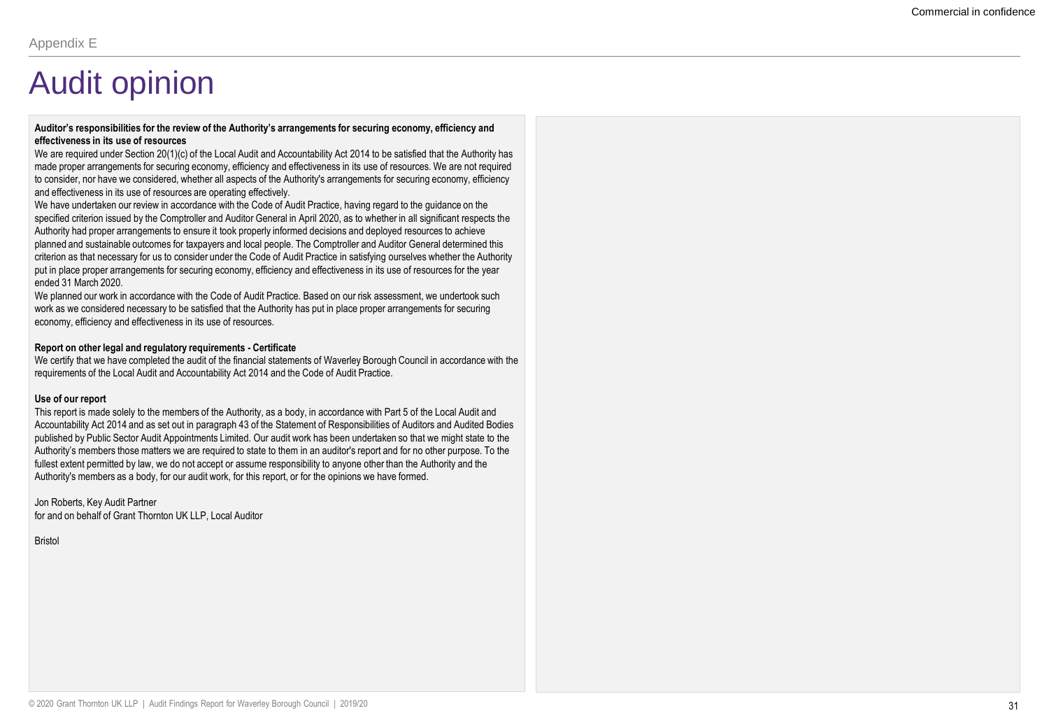Appendix E

# Audit opinion

**Auditor's responsibilities for the review of the Authority's arrangements for securing economy, efficiency and effectiveness in its use of resources**

We are required under Section 20(1)(c) of the Local Audit and Accountability Act 2014 to be satisfied that the Authority has made proper arrangements for securing economy, efficiency and effectiveness in its use of resources. We are not required to consider, nor have we considered, whether all aspects of the Authority's arrangements for securing economy, efficiency and effectiveness in its use of resources are operating effectively.

We have undertaken our review in accordance with the Code of Audit Practice, having regard to the guidance on the specified criterion issued by the Comptroller and Auditor General in April 2020, as to whether in all significant respects the Authority had proper arrangements to ensure it took properly informed decisions and deployed resources to achieve planned and sustainable outcomes for taxpayers and local people. The Comptroller and Auditor General determined this criterion as that necessary for us to consider under the Code of Audit Practice in satisfying ourselves whether the Authority put in place proper arrangements for securing economy, efficiency and effectiveness in its use of resources for the year ended 31 March 2020.

We planned our work in accordance with the Code of Audit Practice. Based on our risk assessment, we undertook such work as we considered necessary to be satisfied that the Authority has put in place proper arrangements for securing economy, efficiency and effectiveness in its use of resources.

**Report on other legal and regulatory requirements - Certificate**

We certify that we have completed the audit of the financial statements of Waverley Borough Council in accordance with the requirements of the Local Audit and Accountability Act 2014 and the Code of Audit Practice.

**Use of our report**

This report is made solely to the members of the Authority, as a body, in accordance with Part 5 of the Local Audit and Accountability Act 2014 and as set out in paragraph 43 of the Statement of Responsibilities of Auditors and Audited Bodies published by Public Sector Audit Appointments Limited. Our audit work has been undertaken so that we might state to the Authority's members those matters we are required to state to them in an auditor's report and for no other purpose. To the fullest extent permitted by law, we do not accept or assume responsibility to anyone other than the Authority and the Authority's members as a body, for our audit work, for this report, or for the opinions we have formed.

Jon Roberts, Key Audit Partner
for and on behalf of Grant Thornton UK LLP, Local Auditor

Bristol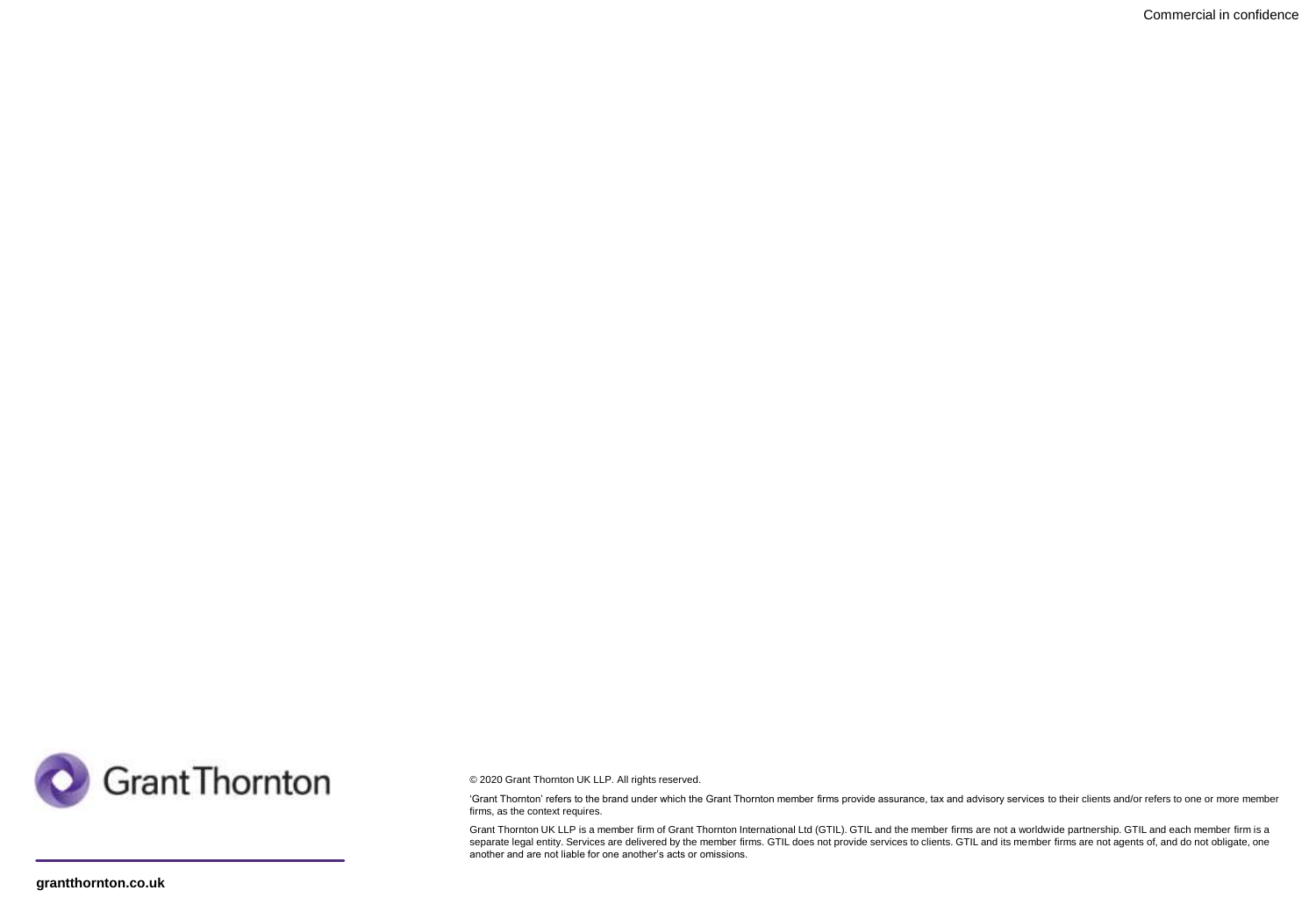Commercial in confidence

Grant Thornton

© 2020 Grant Thornton UK LLP. All rights reserved.

'Grant Thornton' refers to the brand under which the Grant Thornton member firms provide assurance, tax and advisory services to their clients and/or refers to one or more member firms, as the context requires.

Grant Thornton UK LLP is a member firm of Grant Thornton International Ltd (GTIL). GTIL and the member firms are not a worldwide partnership. GTIL and each member firm is a separate legal entity. Services are delivered by the member firms. GTIL does not provide services to clients. GTIL and its member firms are not agents of, and do not obligate, one another and are not liable for one another's acts or omissions.

**grantthornton.co.uk**